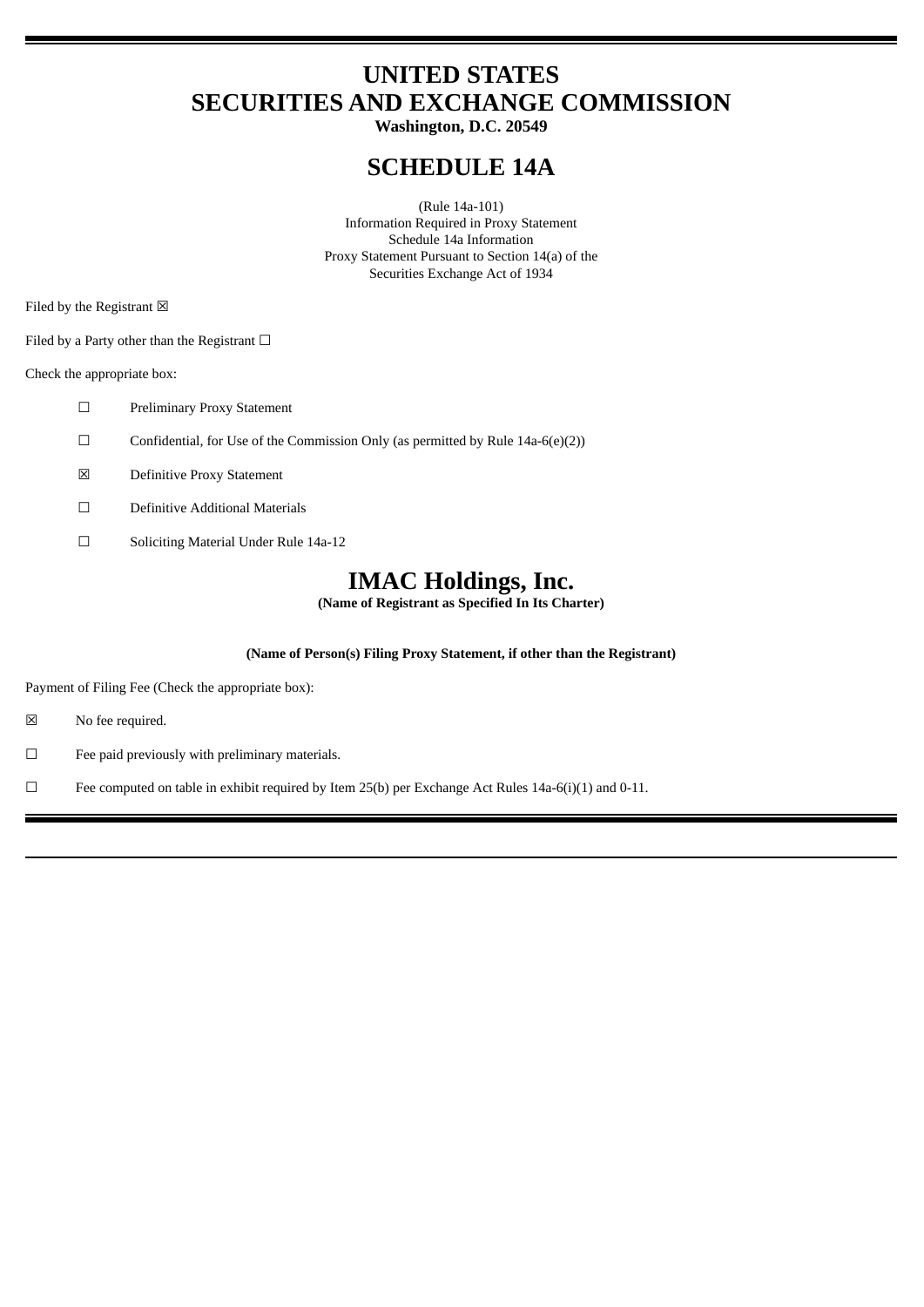# UNITED STATES
# SECURITIES AND EXCHANGE COMMISSION

**Washington, D.C. 20549**

# SCHEDULE 14A

(Rule 14a-101)
Information Required in Proxy Statement
Schedule 14a Information
Proxy Statement Pursuant to Section 14(a) of the
Securities Exchange Act of 1934

Filed by the Registrant ☒

Filed by a Party other than the Registrant ☐

Check the appropriate box:

☐ Preliminary Proxy Statement

☐ Confidential, for Use of the Commission Only (as permitted by Rule 14a-6(e)(2))

☒ Definitive Proxy Statement

☐ Definitive Additional Materials

☐ Soliciting Material Under Rule 14a-12

# IMAC Holdings, Inc.

**(Name of Registrant as Specified In Its Charter)**

**(Name of Person(s) Filing Proxy Statement, if other than the Registrant)**

Payment of Filing Fee (Check the appropriate box):

☒ No fee required.

☐ Fee paid previously with preliminary materials.

☐ Fee computed on table in exhibit required by Item 25(b) per Exchange Act Rules 14a-6(i)(1) and 0-11.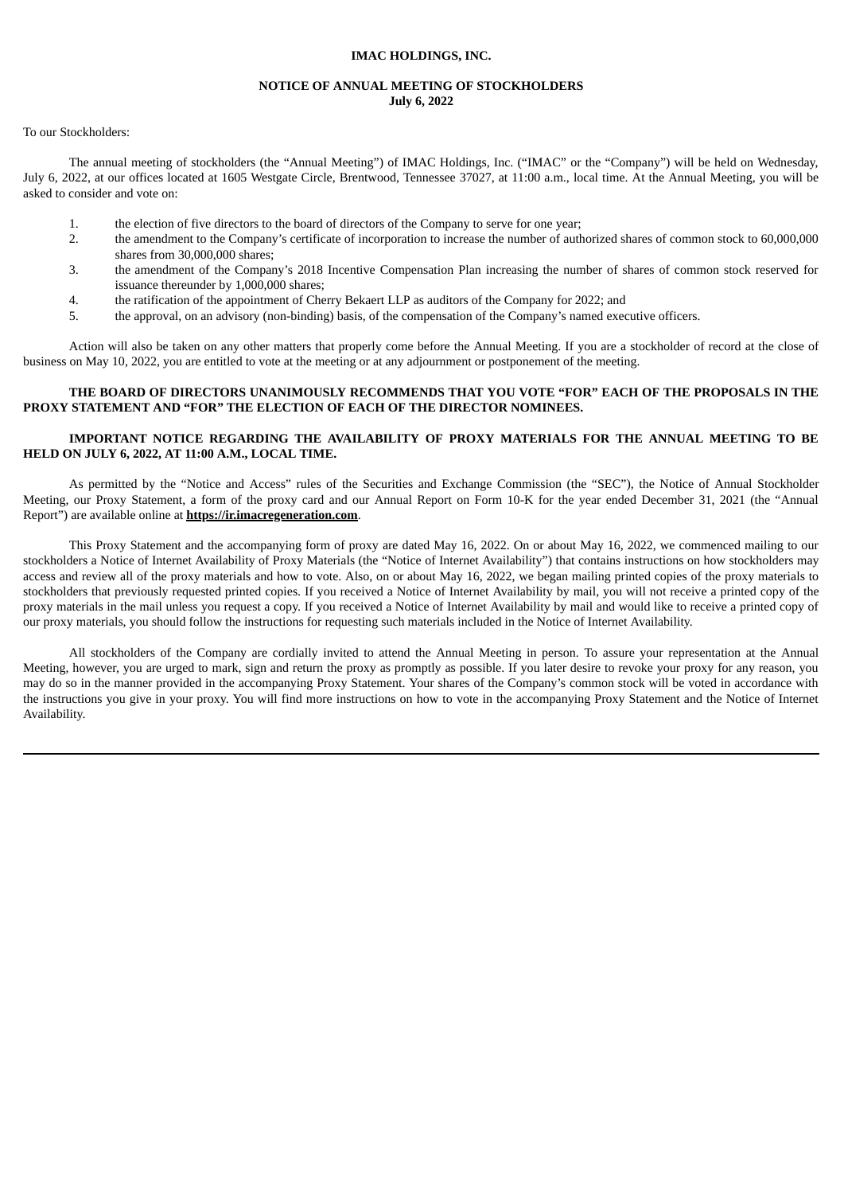**IMAC HOLDINGS, INC.**

**NOTICE OF ANNUAL MEETING OF STOCKHOLDERS**
**July 6, 2022**

To our Stockholders:

The annual meeting of stockholders (the "Annual Meeting") of IMAC Holdings, Inc. ("IMAC" or the "Company") will be held on Wednesday, July 6, 2022, at our offices located at 1605 Westgate Circle, Brentwood, Tennessee 37027, at 11:00 a.m., local time. At the Annual Meeting, you will be asked to consider and vote on:

1. the election of five directors to the board of directors of the Company to serve for one year;
2. the amendment to the Company's certificate of incorporation to increase the number of authorized shares of common stock to 60,000,000 shares from 30,000,000 shares;
3. the amendment of the Company's 2018 Incentive Compensation Plan increasing the number of shares of common stock reserved for issuance thereunder by 1,000,000 shares;
4. the ratification of the appointment of Cherry Bekaert LLP as auditors of the Company for 2022; and
5. the approval, on an advisory (non-binding) basis, of the compensation of the Company's named executive officers.

Action will also be taken on any other matters that properly come before the Annual Meeting. If you are a stockholder of record at the close of business on May 10, 2022, you are entitled to vote at the meeting or at any adjournment or postponement of the meeting.

**THE BOARD OF DIRECTORS UNANIMOUSLY RECOMMENDS THAT YOU VOTE "FOR" EACH OF THE PROPOSALS IN THE PROXY STATEMENT AND "FOR" THE ELECTION OF EACH OF THE DIRECTOR NOMINEES.**

**IMPORTANT NOTICE REGARDING THE AVAILABILITY OF PROXY MATERIALS FOR THE ANNUAL MEETING TO BE HELD ON JULY 6, 2022, AT 11:00 A.M., LOCAL TIME.**

As permitted by the "Notice and Access" rules of the Securities and Exchange Commission (the "SEC"), the Notice of Annual Stockholder Meeting, our Proxy Statement, a form of the proxy card and our Annual Report on Form 10-K for the year ended December 31, 2021 (the "Annual Report") are available online at **https://ir.imacregeneration.com**.

This Proxy Statement and the accompanying form of proxy are dated May 16, 2022. On or about May 16, 2022, we commenced mailing to our stockholders a Notice of Internet Availability of Proxy Materials (the "Notice of Internet Availability") that contains instructions on how stockholders may access and review all of the proxy materials and how to vote. Also, on or about May 16, 2022, we began mailing printed copies of the proxy materials to stockholders that previously requested printed copies. If you received a Notice of Internet Availability by mail, you will not receive a printed copy of the proxy materials in the mail unless you request a copy. If you received a Notice of Internet Availability by mail and would like to receive a printed copy of our proxy materials, you should follow the instructions for requesting such materials included in the Notice of Internet Availability.

All stockholders of the Company are cordially invited to attend the Annual Meeting in person. To assure your representation at the Annual Meeting, however, you are urged to mark, sign and return the proxy as promptly as possible. If you later desire to revoke your proxy for any reason, you may do so in the manner provided in the accompanying Proxy Statement. Your shares of the Company's common stock will be voted in accordance with the instructions you give in your proxy. You will find more instructions on how to vote in the accompanying Proxy Statement and the Notice of Internet Availability.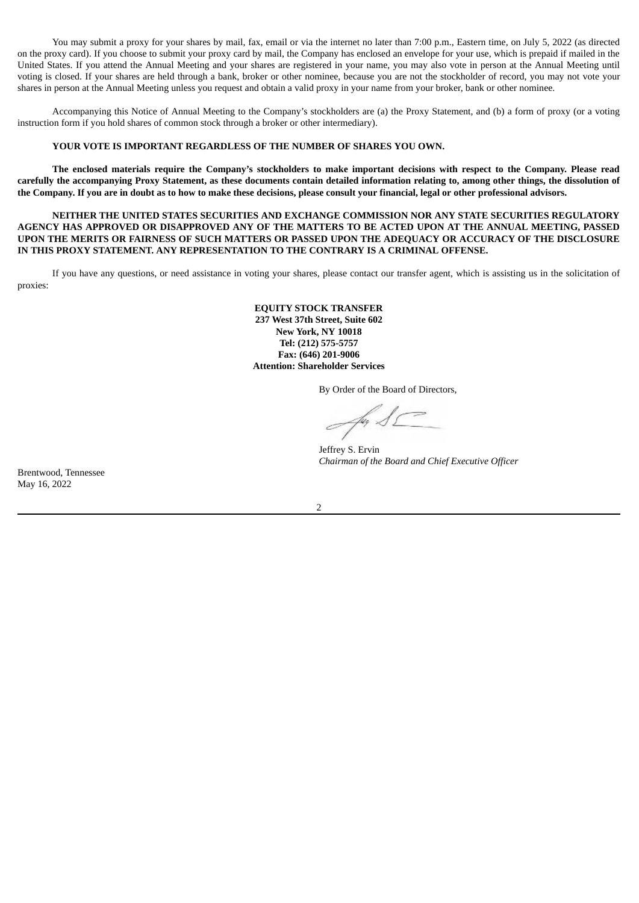You may submit a proxy for your shares by mail, fax, email or via the internet no later than 7:00 p.m., Eastern time, on July 5, 2022 (as directed on the proxy card). If you choose to submit your proxy card by mail, the Company has enclosed an envelope for your use, which is prepaid if mailed in the United States. If you attend the Annual Meeting and your shares are registered in your name, you may also vote in person at the Annual Meeting until voting is closed. If your shares are held through a bank, broker or other nominee, because you are not the stockholder of record, you may not vote your shares in person at the Annual Meeting unless you request and obtain a valid proxy in your name from your broker, bank or other nominee.

Accompanying this Notice of Annual Meeting to the Company's stockholders are (a) the Proxy Statement, and (b) a form of proxy (or a voting instruction form if you hold shares of common stock through a broker or other intermediary).

**YOUR VOTE IS IMPORTANT REGARDLESS OF THE NUMBER OF SHARES YOU OWN.**

**The enclosed materials require the Company's stockholders to make important decisions with respect to the Company. Please read carefully the accompanying Proxy Statement, as these documents contain detailed information relating to, among other things, the dissolution of the Company. If you are in doubt as to how to make these decisions, please consult your financial, legal or other professional advisors.**

**NEITHER THE UNITED STATES SECURITIES AND EXCHANGE COMMISSION NOR ANY STATE SECURITIES REGULATORY AGENCY HAS APPROVED OR DISAPPROVED ANY OF THE MATTERS TO BE ACTED UPON AT THE ANNUAL MEETING, PASSED UPON THE MERITS OR FAIRNESS OF SUCH MATTERS OR PASSED UPON THE ADEQUACY OR ACCURACY OF THE DISCLOSURE IN THIS PROXY STATEMENT. ANY REPRESENTATION TO THE CONTRARY IS A CRIMINAL OFFENSE.**

If you have any questions, or need assistance in voting your shares, please contact our transfer agent, which is assisting us in the solicitation of proxies:

**EQUITY STOCK TRANSFER**
**237 West 37th Street, Suite 602**
**New York, NY 10018**
**Tel: (212) 575-5757**
**Fax: (646) 201-9006**
**Attention: Shareholder Services**

By Order of the Board of Directors,

Jeffrey S. Ervin
*Chairman of the Board and Chief Executive Officer*

Brentwood, Tennessee
May 16, 2022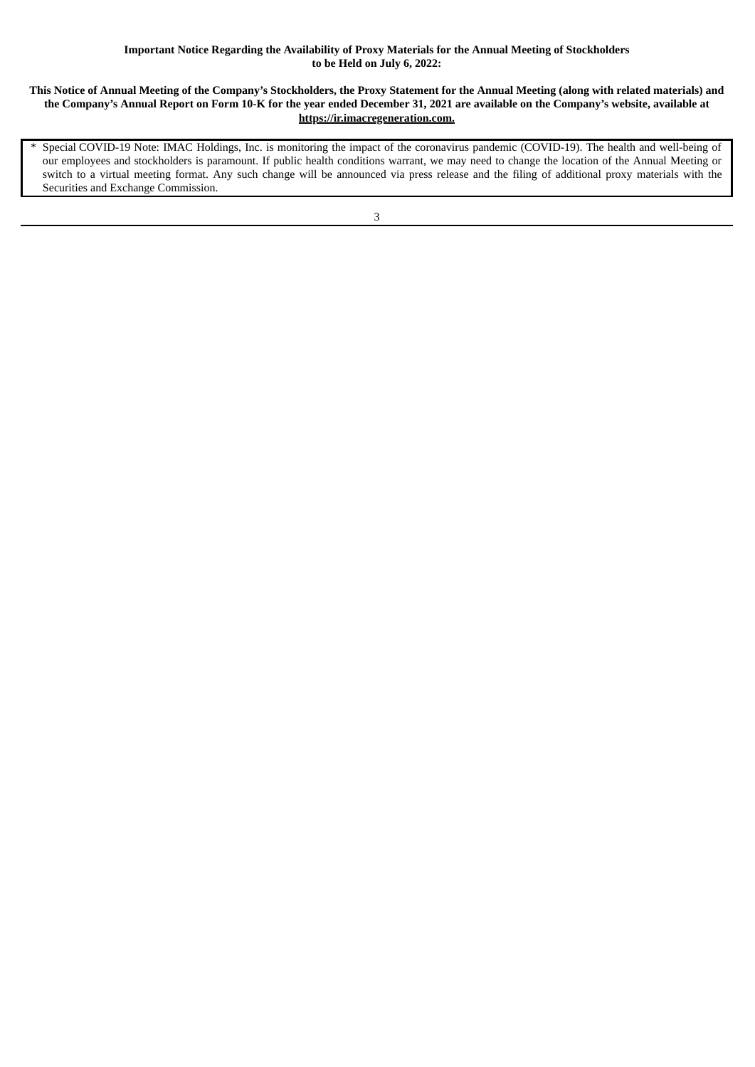**Important Notice Regarding the Availability of Proxy Materials for the Annual Meeting of Stockholders to be Held on July 6, 2022:**

**This Notice of Annual Meeting of the Company's Stockholders, the Proxy Statement for the Annual Meeting (along with related materials) and the Company's Annual Report on Form 10-K for the year ended December 31, 2021 are available on the Company's website, available at https://ir.imacregeneration.com.**

* Special COVID-19 Note: IMAC Holdings, Inc. is monitoring the impact of the coronavirus pandemic (COVID-19). The health and well-being of our employees and stockholders is paramount. If public health conditions warrant, we may need to change the location of the Annual Meeting or switch to a virtual meeting format. Any such change will be announced via press release and the filing of additional proxy materials with the Securities and Exchange Commission.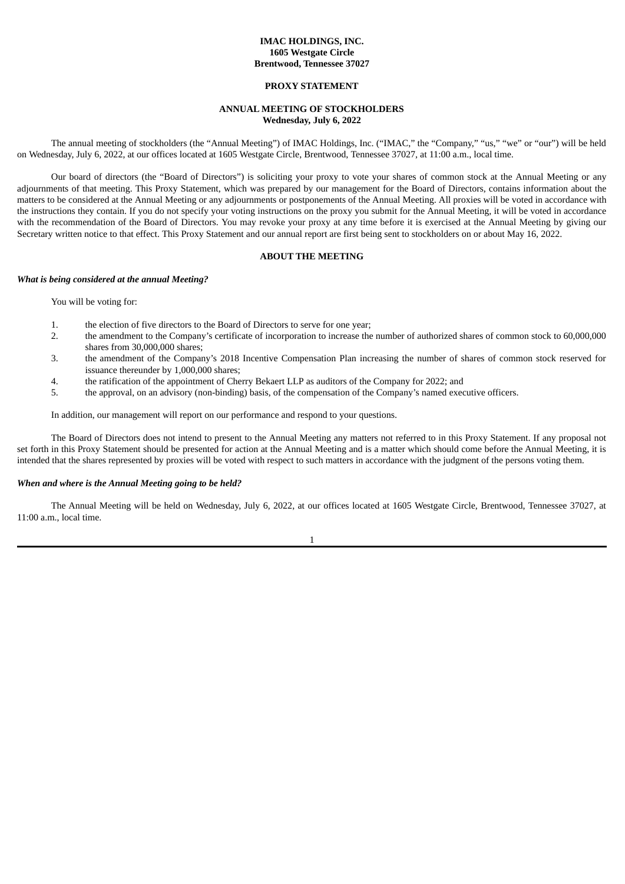**IMAC HOLDINGS, INC.**
**1605 Westgate Circle**
**Brentwood, Tennessee 37027**

**PROXY STATEMENT**

**ANNUAL MEETING OF STOCKHOLDERS**
**Wednesday, July 6, 2022**

The annual meeting of stockholders (the "Annual Meeting") of IMAC Holdings, Inc. ("IMAC," the "Company," "us," "we" or "our") will be held on Wednesday, July 6, 2022, at our offices located at 1605 Westgate Circle, Brentwood, Tennessee 37027, at 11:00 a.m., local time.

Our board of directors (the "Board of Directors") is soliciting your proxy to vote your shares of common stock at the Annual Meeting or any adjournments of that meeting. This Proxy Statement, which was prepared by our management for the Board of Directors, contains information about the matters to be considered at the Annual Meeting or any adjournments or postponements of the Annual Meeting. All proxies will be voted in accordance with the instructions they contain. If you do not specify your voting instructions on the proxy you submit for the Annual Meeting, it will be voted in accordance with the recommendation of the Board of Directors. You may revoke your proxy at any time before it is exercised at the Annual Meeting by giving our Secretary written notice to that effect. This Proxy Statement and our annual report are first being sent to stockholders on or about May 16, 2022.

**ABOUT THE MEETING**

***What is being considered at the annual Meeting?***

You will be voting for:

1. the election of five directors to the Board of Directors to serve for one year;
2. the amendment to the Company's certificate of incorporation to increase the number of authorized shares of common stock to 60,000,000 shares from 30,000,000 shares;
3. the amendment of the Company's 2018 Incentive Compensation Plan increasing the number of shares of common stock reserved for issuance thereunder by 1,000,000 shares;
4. the ratification of the appointment of Cherry Bekaert LLP as auditors of the Company for 2022; and
5. the approval, on an advisory (non-binding) basis, of the compensation of the Company's named executive officers.

In addition, our management will report on our performance and respond to your questions.

The Board of Directors does not intend to present to the Annual Meeting any matters not referred to in this Proxy Statement. If any proposal not set forth in this Proxy Statement should be presented for action at the Annual Meeting and is a matter which should come before the Annual Meeting, it is intended that the shares represented by proxies will be voted with respect to such matters in accordance with the judgment of the persons voting them.

***When and where is the Annual Meeting going to be held?***

The Annual Meeting will be held on Wednesday, July 6, 2022, at our offices located at 1605 Westgate Circle, Brentwood, Tennessee 37027, at 11:00 a.m., local time.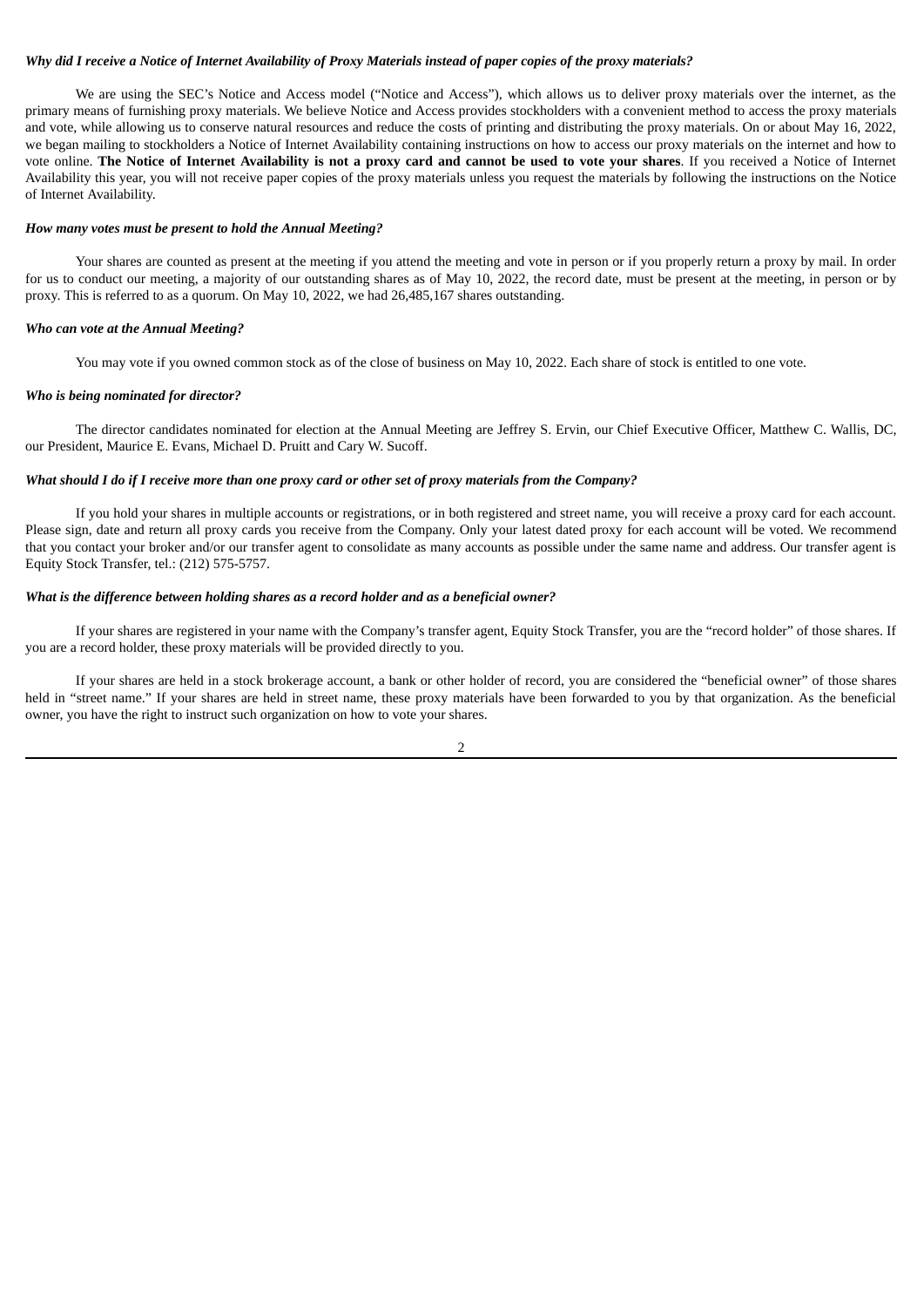***Why did I receive a Notice of Internet Availability of Proxy Materials instead of paper copies of the proxy materials?***

We are using the SEC's Notice and Access model ("Notice and Access"), which allows us to deliver proxy materials over the internet, as the primary means of furnishing proxy materials. We believe Notice and Access provides stockholders with a convenient method to access the proxy materials and vote, while allowing us to conserve natural resources and reduce the costs of printing and distributing the proxy materials. On or about May 16, 2022, we began mailing to stockholders a Notice of Internet Availability containing instructions on how to access our proxy materials on the internet and how to vote online. **The Notice of Internet Availability is not a proxy card and cannot be used to vote your shares**. If you received a Notice of Internet Availability this year, you will not receive paper copies of the proxy materials unless you request the materials by following the instructions on the Notice of Internet Availability.

***How many votes must be present to hold the Annual Meeting?***

Your shares are counted as present at the meeting if you attend the meeting and vote in person or if you properly return a proxy by mail. In order for us to conduct our meeting, a majority of our outstanding shares as of May 10, 2022, the record date, must be present at the meeting, in person or by proxy. This is referred to as a quorum. On May 10, 2022, we had 26,485,167 shares outstanding.

***Who can vote at the Annual Meeting?***

You may vote if you owned common stock as of the close of business on May 10, 2022. Each share of stock is entitled to one vote.

***Who is being nominated for director?***

The director candidates nominated for election at the Annual Meeting are Jeffrey S. Ervin, our Chief Executive Officer, Matthew C. Wallis, DC, our President, Maurice E. Evans, Michael D. Pruitt and Cary W. Sucoff.

***What should I do if I receive more than one proxy card or other set of proxy materials from the Company?***

If you hold your shares in multiple accounts or registrations, or in both registered and street name, you will receive a proxy card for each account. Please sign, date and return all proxy cards you receive from the Company. Only your latest dated proxy for each account will be voted. We recommend that you contact your broker and/or our transfer agent to consolidate as many accounts as possible under the same name and address. Our transfer agent is Equity Stock Transfer, tel.: (212) 575-5757.

***What is the difference between holding shares as a record holder and as a beneficial owner?***

If your shares are registered in your name with the Company's transfer agent, Equity Stock Transfer, you are the "record holder" of those shares. If you are a record holder, these proxy materials will be provided directly to you.

If your shares are held in a stock brokerage account, a bank or other holder of record, you are considered the "beneficial owner" of those shares held in "street name." If your shares are held in street name, these proxy materials have been forwarded to you by that organization. As the beneficial owner, you have the right to instruct such organization on how to vote your shares.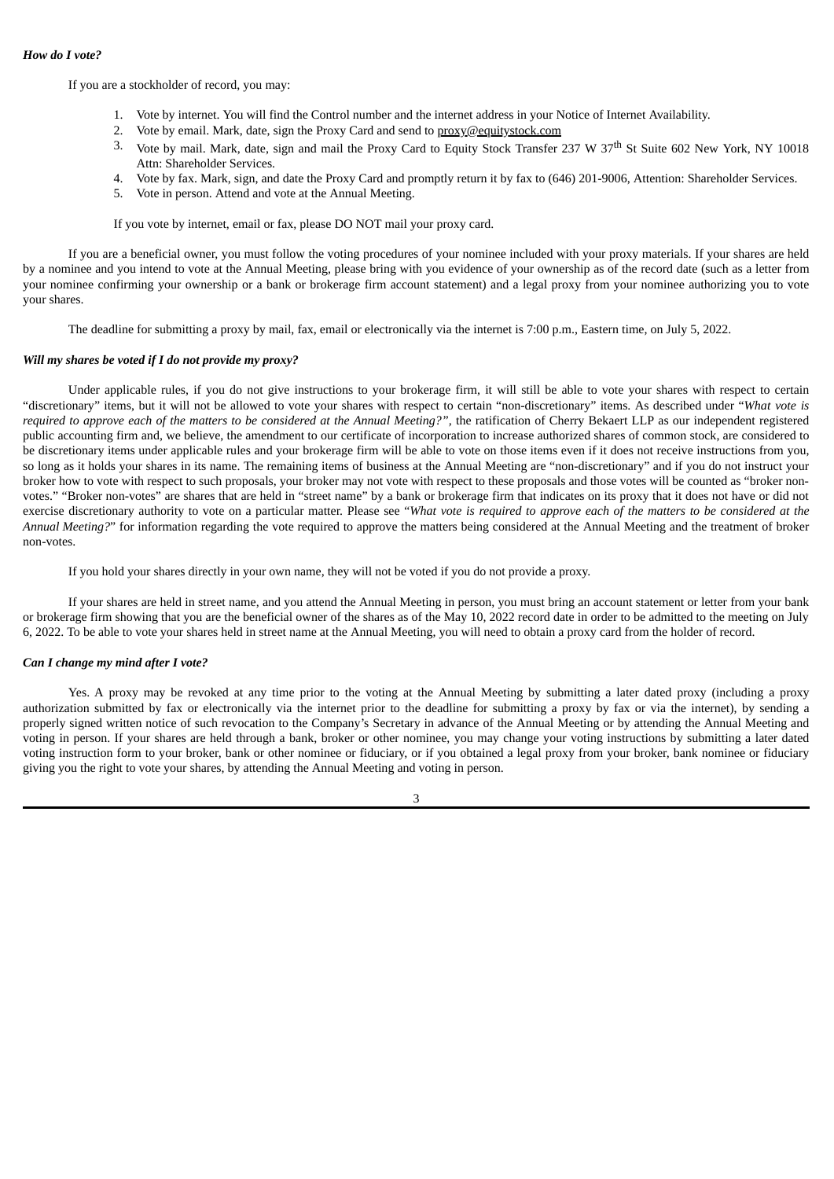***How do I vote?***

If you are a stockholder of record, you may:

1. Vote by internet. You will find the Control number and the internet address in your Notice of Internet Availability.
2. Vote by email. Mark, date, sign the Proxy Card and send to proxy@equitystock.com
3. Vote by mail. Mark, date, sign and mail the Proxy Card to Equity Stock Transfer 237 W 37th St Suite 602 New York, NY 10018 Attn: Shareholder Services.
4. Vote by fax. Mark, sign, and date the Proxy Card and promptly return it by fax to (646) 201-9006, Attention: Shareholder Services.
5. Vote in person. Attend and vote at the Annual Meeting.

If you vote by internet, email or fax, please DO NOT mail your proxy card.

If you are a beneficial owner, you must follow the voting procedures of your nominee included with your proxy materials. If your shares are held by a nominee and you intend to vote at the Annual Meeting, please bring with you evidence of your ownership as of the record date (such as a letter from your nominee confirming your ownership or a bank or brokerage firm account statement) and a legal proxy from your nominee authorizing you to vote your shares.

The deadline for submitting a proxy by mail, fax, email or electronically via the internet is 7:00 p.m., Eastern time, on July 5, 2022.

***Will my shares be voted if I do not provide my proxy?***

Under applicable rules, if you do not give instructions to your brokerage firm, it will still be able to vote your shares with respect to certain "discretionary" items, but it will not be allowed to vote your shares with respect to certain "non-discretionary" items. As described under "*What vote is required to approve each of the matters to be considered at the Annual Meeting?"*, the ratification of Cherry Bekaert LLP as our independent registered public accounting firm and, we believe, the amendment to our certificate of incorporation to increase authorized shares of common stock, are considered to be discretionary items under applicable rules and your brokerage firm will be able to vote on those items even if it does not receive instructions from you, so long as it holds your shares in its name. The remaining items of business at the Annual Meeting are "non-discretionary" and if you do not instruct your broker how to vote with respect to such proposals, your broker may not vote with respect to these proposals and those votes will be counted as "broker non-votes." "Broker non-votes" are shares that are held in "street name" by a bank or brokerage firm that indicates on its proxy that it does not have or did not exercise discretionary authority to vote on a particular matter. Please see "*What vote is required to approve each of the matters to be considered at the Annual Meeting?*" for information regarding the vote required to approve the matters being considered at the Annual Meeting and the treatment of broker non-votes.

If you hold your shares directly in your own name, they will not be voted if you do not provide a proxy.

If your shares are held in street name, and you attend the Annual Meeting in person, you must bring an account statement or letter from your bank or brokerage firm showing that you are the beneficial owner of the shares as of the May 10, 2022 record date in order to be admitted to the meeting on July 6, 2022. To be able to vote your shares held in street name at the Annual Meeting, you will need to obtain a proxy card from the holder of record.

***Can I change my mind after I vote?***

Yes. A proxy may be revoked at any time prior to the voting at the Annual Meeting by submitting a later dated proxy (including a proxy authorization submitted by fax or electronically via the internet prior to the deadline for submitting a proxy by fax or via the internet), by sending a properly signed written notice of such revocation to the Company's Secretary in advance of the Annual Meeting or by attending the Annual Meeting and voting in person. If your shares are held through a bank, broker or other nominee, you may change your voting instructions by submitting a later dated voting instruction form to your broker, bank or other nominee or fiduciary, or if you obtained a legal proxy from your broker, bank nominee or fiduciary giving you the right to vote your shares, by attending the Annual Meeting and voting in person.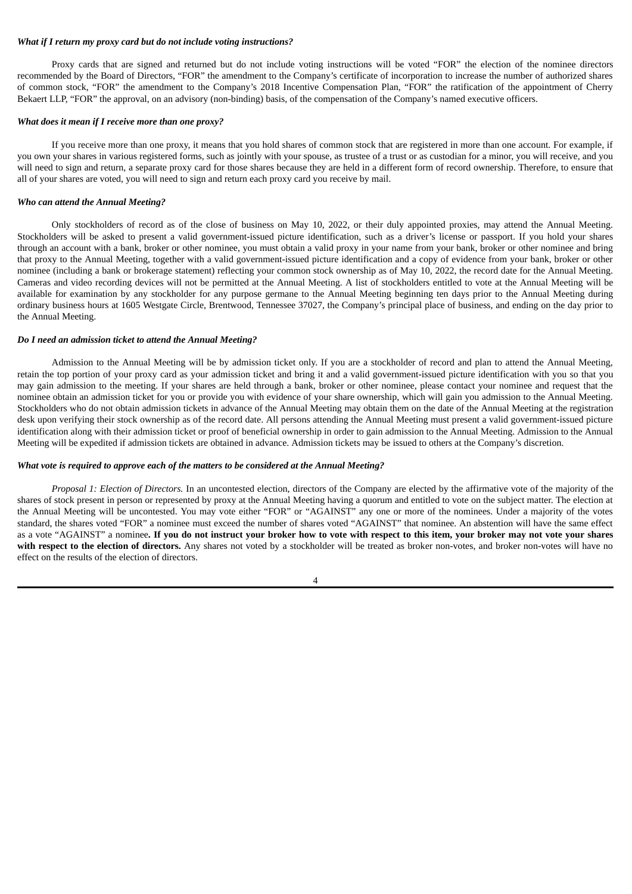***What if I return my proxy card but do not include voting instructions?***

Proxy cards that are signed and returned but do not include voting instructions will be voted "FOR" the election of the nominee directors recommended by the Board of Directors, "FOR" the amendment to the Company's certificate of incorporation to increase the number of authorized shares of common stock, "FOR" the amendment to the Company's 2018 Incentive Compensation Plan, "FOR" the ratification of the appointment of Cherry Bekaert LLP, "FOR" the approval, on an advisory (non-binding) basis, of the compensation of the Company's named executive officers.

***What does it mean if I receive more than one proxy?***

If you receive more than one proxy, it means that you hold shares of common stock that are registered in more than one account. For example, if you own your shares in various registered forms, such as jointly with your spouse, as trustee of a trust or as custodian for a minor, you will receive, and you will need to sign and return, a separate proxy card for those shares because they are held in a different form of record ownership. Therefore, to ensure that all of your shares are voted, you will need to sign and return each proxy card you receive by mail.

***Who can attend the Annual Meeting?***

Only stockholders of record as of the close of business on May 10, 2022, or their duly appointed proxies, may attend the Annual Meeting. Stockholders will be asked to present a valid government-issued picture identification, such as a driver's license or passport. If you hold your shares through an account with a bank, broker or other nominee, you must obtain a valid proxy in your name from your bank, broker or other nominee and bring that proxy to the Annual Meeting, together with a valid government-issued picture identification and a copy of evidence from your bank, broker or other nominee (including a bank or brokerage statement) reflecting your common stock ownership as of May 10, 2022, the record date for the Annual Meeting. Cameras and video recording devices will not be permitted at the Annual Meeting. A list of stockholders entitled to vote at the Annual Meeting will be available for examination by any stockholder for any purpose germane to the Annual Meeting beginning ten days prior to the Annual Meeting during ordinary business hours at 1605 Westgate Circle, Brentwood, Tennessee 37027, the Company's principal place of business, and ending on the day prior to the Annual Meeting.

***Do I need an admission ticket to attend the Annual Meeting?***

Admission to the Annual Meeting will be by admission ticket only. If you are a stockholder of record and plan to attend the Annual Meeting, retain the top portion of your proxy card as your admission ticket and bring it and a valid government-issued picture identification with you so that you may gain admission to the meeting. If your shares are held through a bank, broker or other nominee, please contact your nominee and request that the nominee obtain an admission ticket for you or provide you with evidence of your share ownership, which will gain you admission to the Annual Meeting. Stockholders who do not obtain admission tickets in advance of the Annual Meeting may obtain them on the date of the Annual Meeting at the registration desk upon verifying their stock ownership as of the record date. All persons attending the Annual Meeting must present a valid government-issued picture identification along with their admission ticket or proof of beneficial ownership in order to gain admission to the Annual Meeting. Admission to the Annual Meeting will be expedited if admission tickets are obtained in advance. Admission tickets may be issued to others at the Company's discretion.

***What vote is required to approve each of the matters to be considered at the Annual Meeting?***

*Proposal 1: Election of Directors.* In an uncontested election, directors of the Company are elected by the affirmative vote of the majority of the shares of stock present in person or represented by proxy at the Annual Meeting having a quorum and entitled to vote on the subject matter. The election at the Annual Meeting will be uncontested. You may vote either "FOR" or "AGAINST" any one or more of the nominees. Under a majority of the votes standard, the shares voted "FOR" a nominee must exceed the number of shares voted "AGAINST" that nominee. An abstention will have the same effect as a vote "AGAINST" a nominee**. If you do not instruct your broker how to vote with respect to this item, your broker may not vote your shares with respect to the election of directors.** Any shares not voted by a stockholder will be treated as broker non-votes, and broker non-votes will have no effect on the results of the election of directors.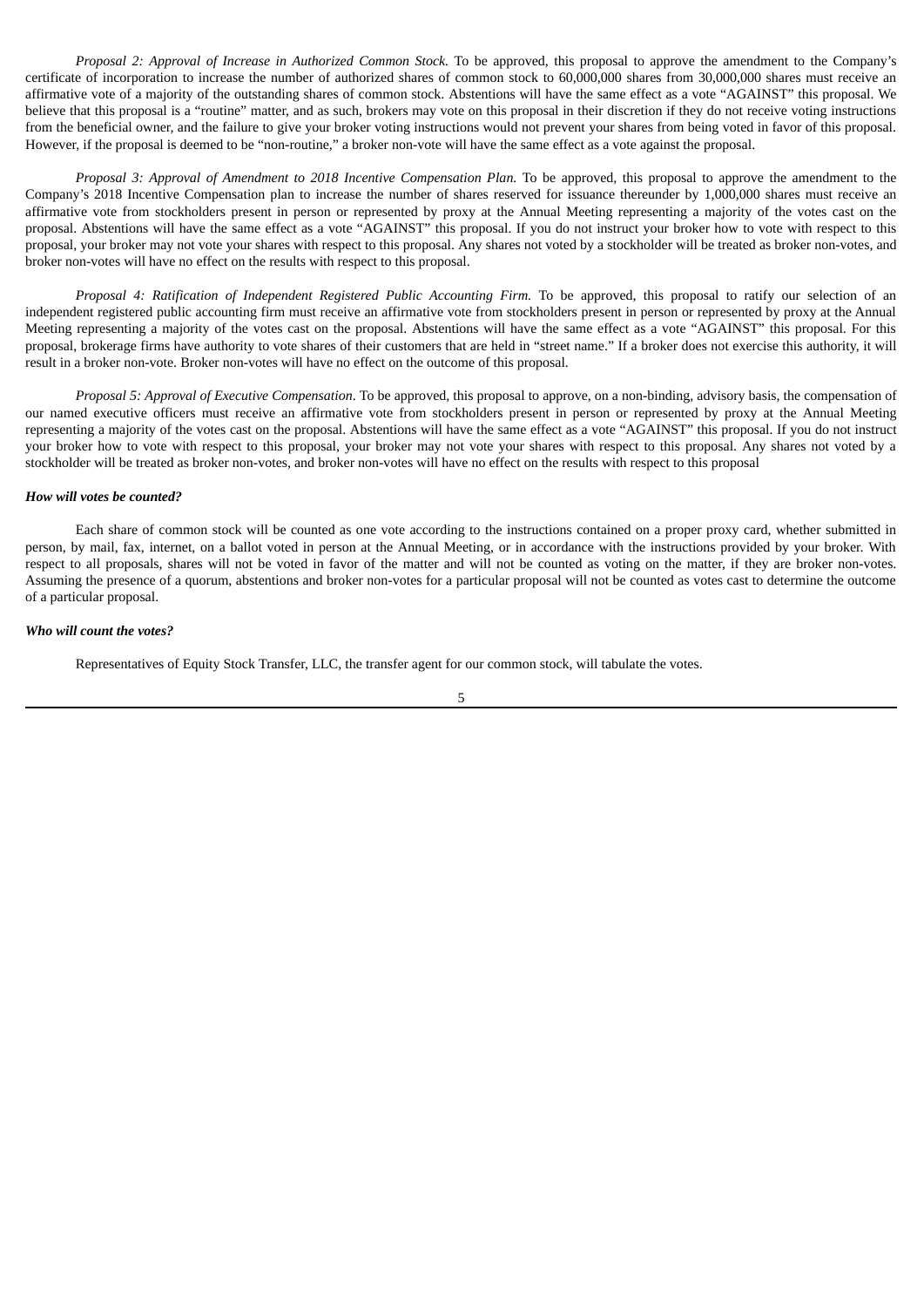*Proposal 2: Approval of Increase in Authorized Common Stock.* To be approved, this proposal to approve the amendment to the Company's certificate of incorporation to increase the number of authorized shares of common stock to 60,000,000 shares from 30,000,000 shares must receive an affirmative vote of a majority of the outstanding shares of common stock. Abstentions will have the same effect as a vote "AGAINST" this proposal. We believe that this proposal is a "routine" matter, and as such, brokers may vote on this proposal in their discretion if they do not receive voting instructions from the beneficial owner, and the failure to give your broker voting instructions would not prevent your shares from being voted in favor of this proposal. However, if the proposal is deemed to be "non-routine," a broker non-vote will have the same effect as a vote against the proposal.

*Proposal 3: Approval of Amendment to 2018 Incentive Compensation Plan.* To be approved, this proposal to approve the amendment to the Company's 2018 Incentive Compensation plan to increase the number of shares reserved for issuance thereunder by 1,000,000 shares must receive an affirmative vote from stockholders present in person or represented by proxy at the Annual Meeting representing a majority of the votes cast on the proposal. Abstentions will have the same effect as a vote "AGAINST" this proposal. If you do not instruct your broker how to vote with respect to this proposal, your broker may not vote your shares with respect to this proposal. Any shares not voted by a stockholder will be treated as broker non-votes, and broker non-votes will have no effect on the results with respect to this proposal.

*Proposal 4: Ratification of Independent Registered Public Accounting Firm.* To be approved, this proposal to ratify our selection of an independent registered public accounting firm must receive an affirmative vote from stockholders present in person or represented by proxy at the Annual Meeting representing a majority of the votes cast on the proposal. Abstentions will have the same effect as a vote "AGAINST" this proposal. For this proposal, brokerage firms have authority to vote shares of their customers that are held in "street name." If a broker does not exercise this authority, it will result in a broker non-vote. Broker non-votes will have no effect on the outcome of this proposal.

*Proposal 5: Approval of Executive Compensation*. To be approved, this proposal to approve, on a non-binding, advisory basis, the compensation of our named executive officers must receive an affirmative vote from stockholders present in person or represented by proxy at the Annual Meeting representing a majority of the votes cast on the proposal. Abstentions will have the same effect as a vote "AGAINST" this proposal. If you do not instruct your broker how to vote with respect to this proposal, your broker may not vote your shares with respect to this proposal. Any shares not voted by a stockholder will be treated as broker non-votes, and broker non-votes will have no effect on the results with respect to this proposal

***How will votes be counted?***

Each share of common stock will be counted as one vote according to the instructions contained on a proper proxy card, whether submitted in person, by mail, fax, internet, on a ballot voted in person at the Annual Meeting, or in accordance with the instructions provided by your broker. With respect to all proposals, shares will not be voted in favor of the matter and will not be counted as voting on the matter, if they are broker non-votes. Assuming the presence of a quorum, abstentions and broker non-votes for a particular proposal will not be counted as votes cast to determine the outcome of a particular proposal.

***Who will count the votes?***

Representatives of Equity Stock Transfer, LLC, the transfer agent for our common stock, will tabulate the votes.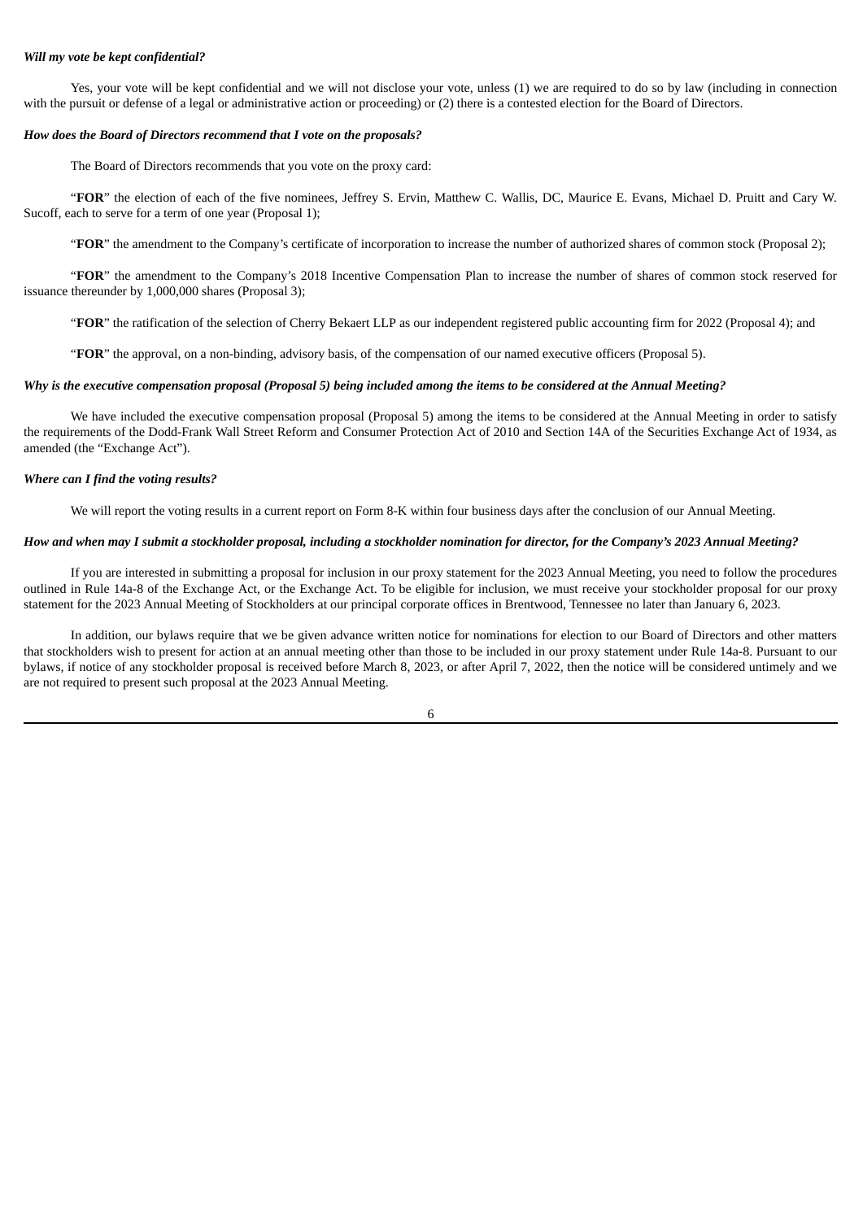***Will my vote be kept confidential?***

Yes, your vote will be kept confidential and we will not disclose your vote, unless (1) we are required to do so by law (including in connection with the pursuit or defense of a legal or administrative action or proceeding) or (2) there is a contested election for the Board of Directors.

***How does the Board of Directors recommend that I vote on the proposals?***

The Board of Directors recommends that you vote on the proxy card:

"**FOR**" the election of each of the five nominees, Jeffrey S. Ervin, Matthew C. Wallis, DC, Maurice E. Evans, Michael D. Pruitt and Cary W. Sucoff, each to serve for a term of one year (Proposal 1);

"**FOR**" the amendment to the Company's certificate of incorporation to increase the number of authorized shares of common stock (Proposal 2);

"**FOR**" the amendment to the Company's 2018 Incentive Compensation Plan to increase the number of shares of common stock reserved for issuance thereunder by 1,000,000 shares (Proposal 3);

"**FOR**" the ratification of the selection of Cherry Bekaert LLP as our independent registered public accounting firm for 2022 (Proposal 4); and

"**FOR**" the approval, on a non-binding, advisory basis, of the compensation of our named executive officers (Proposal 5).

***Why is the executive compensation proposal (Proposal 5) being included among the items to be considered at the Annual Meeting?***

We have included the executive compensation proposal (Proposal 5) among the items to be considered at the Annual Meeting in order to satisfy the requirements of the Dodd-Frank Wall Street Reform and Consumer Protection Act of 2010 and Section 14A of the Securities Exchange Act of 1934, as amended (the "Exchange Act").

***Where can I find the voting results?***

We will report the voting results in a current report on Form 8-K within four business days after the conclusion of our Annual Meeting.

***How and when may I submit a stockholder proposal, including a stockholder nomination for director, for the Company's 2023 Annual Meeting?***

If you are interested in submitting a proposal for inclusion in our proxy statement for the 2023 Annual Meeting, you need to follow the procedures outlined in Rule 14a-8 of the Exchange Act, or the Exchange Act. To be eligible for inclusion, we must receive your stockholder proposal for our proxy statement for the 2023 Annual Meeting of Stockholders at our principal corporate offices in Brentwood, Tennessee no later than January 6, 2023.

In addition, our bylaws require that we be given advance written notice for nominations for election to our Board of Directors and other matters that stockholders wish to present for action at an annual meeting other than those to be included in our proxy statement under Rule 14a-8. Pursuant to our bylaws, if notice of any stockholder proposal is received before March 8, 2023, or after April 7, 2022, then the notice will be considered untimely and we are not required to present such proposal at the 2023 Annual Meeting.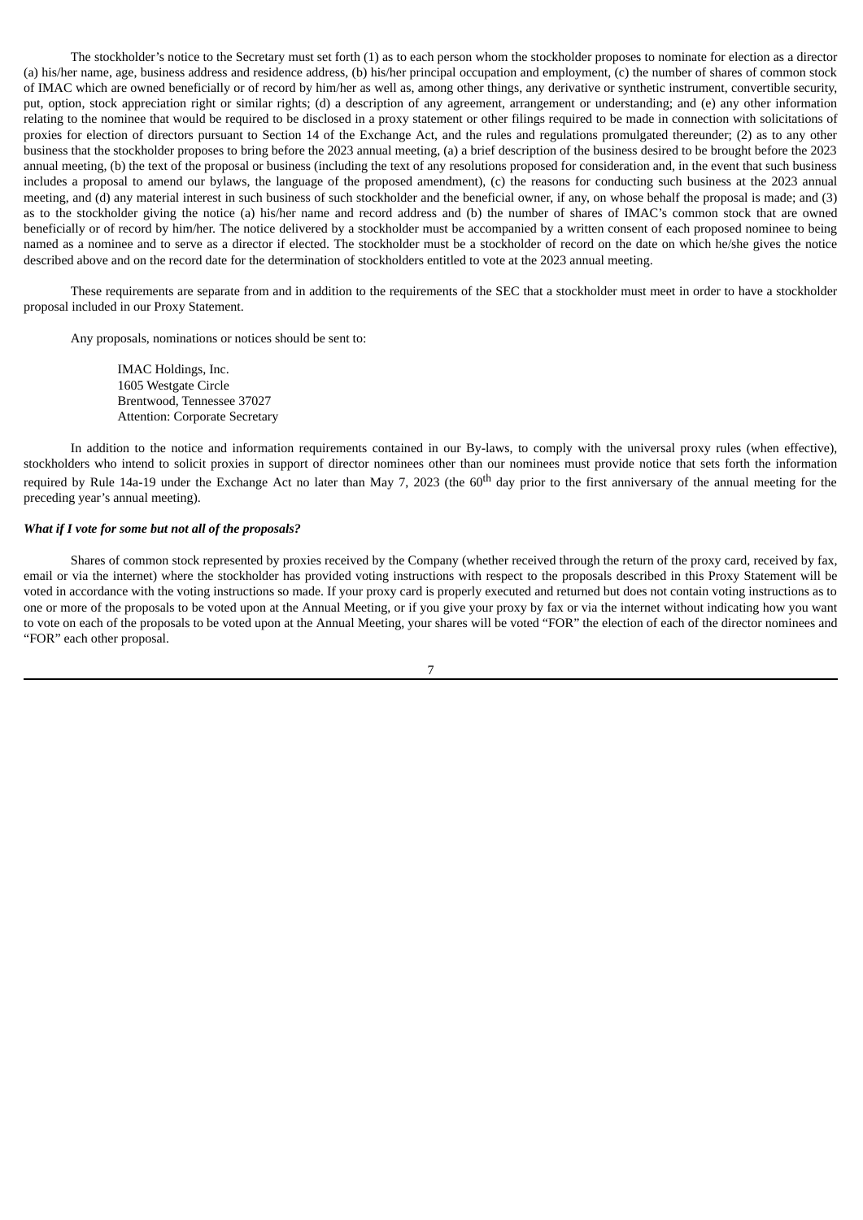The stockholder's notice to the Secretary must set forth (1) as to each person whom the stockholder proposes to nominate for election as a director (a) his/her name, age, business address and residence address, (b) his/her principal occupation and employment, (c) the number of shares of common stock of IMAC which are owned beneficially or of record by him/her as well as, among other things, any derivative or synthetic instrument, convertible security, put, option, stock appreciation right or similar rights; (d) a description of any agreement, arrangement or understanding; and (e) any other information relating to the nominee that would be required to be disclosed in a proxy statement or other filings required to be made in connection with solicitations of proxies for election of directors pursuant to Section 14 of the Exchange Act, and the rules and regulations promulgated thereunder; (2) as to any other business that the stockholder proposes to bring before the 2023 annual meeting, (a) a brief description of the business desired to be brought before the 2023 annual meeting, (b) the text of the proposal or business (including the text of any resolutions proposed for consideration and, in the event that such business includes a proposal to amend our bylaws, the language of the proposed amendment), (c) the reasons for conducting such business at the 2023 annual meeting, and (d) any material interest in such business of such stockholder and the beneficial owner, if any, on whose behalf the proposal is made; and (3) as to the stockholder giving the notice (a) his/her name and record address and (b) the number of shares of IMAC's common stock that are owned beneficially or of record by him/her. The notice delivered by a stockholder must be accompanied by a written consent of each proposed nominee to being named as a nominee and to serve as a director if elected. The stockholder must be a stockholder of record on the date on which he/she gives the notice described above and on the record date for the determination of stockholders entitled to vote at the 2023 annual meeting.

These requirements are separate from and in addition to the requirements of the SEC that a stockholder must meet in order to have a stockholder proposal included in our Proxy Statement.

Any proposals, nominations or notices should be sent to:

IMAC Holdings, Inc.
1605 Westgate Circle
Brentwood, Tennessee 37027
Attention: Corporate Secretary

In addition to the notice and information requirements contained in our By-laws, to comply with the universal proxy rules (when effective), stockholders who intend to solicit proxies in support of director nominees other than our nominees must provide notice that sets forth the information required by Rule 14a-19 under the Exchange Act no later than May 7, 2023 (the 60th day prior to the first anniversary of the annual meeting for the preceding year's annual meeting).

***What if I vote for some but not all of the proposals?***

Shares of common stock represented by proxies received by the Company (whether received through the return of the proxy card, received by fax, email or via the internet) where the stockholder has provided voting instructions with respect to the proposals described in this Proxy Statement will be voted in accordance with the voting instructions so made. If your proxy card is properly executed and returned but does not contain voting instructions as to one or more of the proposals to be voted upon at the Annual Meeting, or if you give your proxy by fax or via the internet without indicating how you want to vote on each of the proposals to be voted upon at the Annual Meeting, your shares will be voted "FOR" the election of each of the director nominees and "FOR" each other proposal.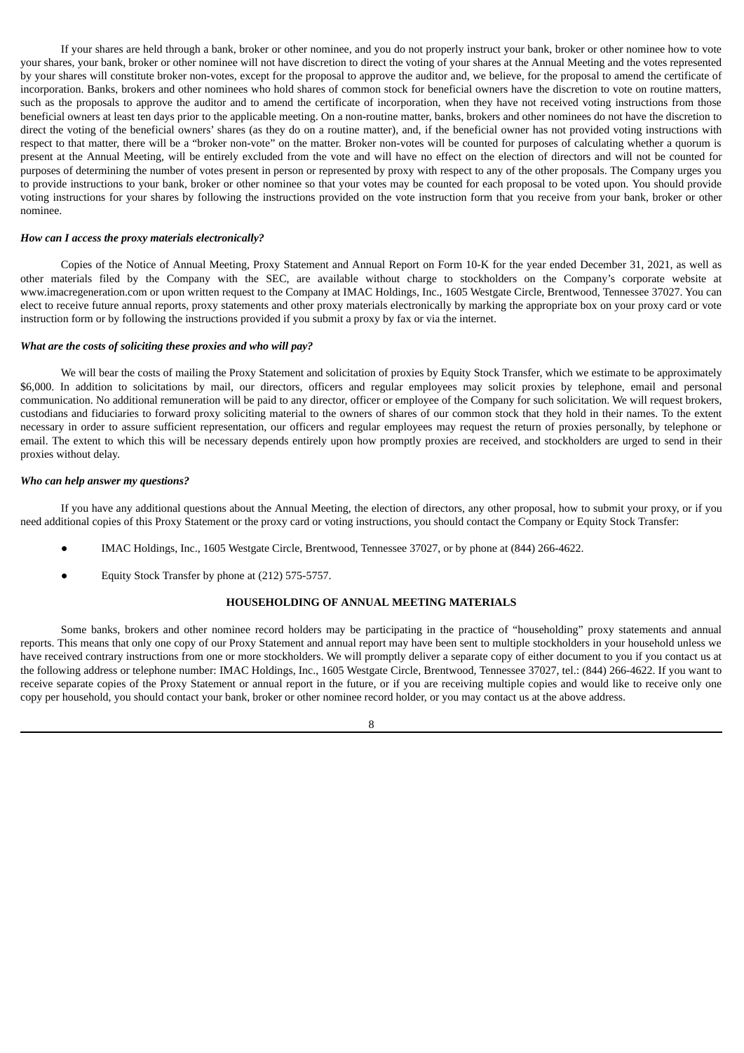If your shares are held through a bank, broker or other nominee, and you do not properly instruct your bank, broker or other nominee how to vote your shares, your bank, broker or other nominee will not have discretion to direct the voting of your shares at the Annual Meeting and the votes represented by your shares will constitute broker non-votes, except for the proposal to approve the auditor and, we believe, for the proposal to amend the certificate of incorporation. Banks, brokers and other nominees who hold shares of common stock for beneficial owners have the discretion to vote on routine matters, such as the proposals to approve the auditor and to amend the certificate of incorporation, when they have not received voting instructions from those beneficial owners at least ten days prior to the applicable meeting. On a non-routine matter, banks, brokers and other nominees do not have the discretion to direct the voting of the beneficial owners' shares (as they do on a routine matter), and, if the beneficial owner has not provided voting instructions with respect to that matter, there will be a "broker non-vote" on the matter. Broker non-votes will be counted for purposes of calculating whether a quorum is present at the Annual Meeting, will be entirely excluded from the vote and will have no effect on the election of directors and will not be counted for purposes of determining the number of votes present in person or represented by proxy with respect to any of the other proposals. The Company urges you to provide instructions to your bank, broker or other nominee so that your votes may be counted for each proposal to be voted upon. You should provide voting instructions for your shares by following the instructions provided on the vote instruction form that you receive from your bank, broker or other nominee.

***How can I access the proxy materials electronically?***

Copies of the Notice of Annual Meeting, Proxy Statement and Annual Report on Form 10-K for the year ended December 31, 2021, as well as other materials filed by the Company with the SEC, are available without charge to stockholders on the Company's corporate website at www.imacregeneration.com or upon written request to the Company at IMAC Holdings, Inc., 1605 Westgate Circle, Brentwood, Tennessee 37027. You can elect to receive future annual reports, proxy statements and other proxy materials electronically by marking the appropriate box on your proxy card or vote instruction form or by following the instructions provided if you submit a proxy by fax or via the internet.

***What are the costs of soliciting these proxies and who will pay?***

We will bear the costs of mailing the Proxy Statement and solicitation of proxies by Equity Stock Transfer, which we estimate to be approximately $6,000. In addition to solicitations by mail, our directors, officers and regular employees may solicit proxies by telephone, email and personal communication. No additional remuneration will be paid to any director, officer or employee of the Company for such solicitation. We will request brokers, custodians and fiduciaries to forward proxy soliciting material to the owners of shares of our common stock that they hold in their names. To the extent necessary in order to assure sufficient representation, our officers and regular employees may request the return of proxies personally, by telephone or email. The extent to which this will be necessary depends entirely upon how promptly proxies are received, and stockholders are urged to send in their proxies without delay.

***Who can help answer my questions?***

If you have any additional questions about the Annual Meeting, the election of directors, any other proposal, how to submit your proxy, or if you need additional copies of this Proxy Statement or the proxy card or voting instructions, you should contact the Company or Equity Stock Transfer:

- IMAC Holdings, Inc., 1605 Westgate Circle, Brentwood, Tennessee 37027, or by phone at (844) 266-4622.
- Equity Stock Transfer by phone at (212) 575-5757.

**HOUSEHOLDING OF ANNUAL MEETING MATERIALS**

Some banks, brokers and other nominee record holders may be participating in the practice of "householding" proxy statements and annual reports. This means that only one copy of our Proxy Statement and annual report may have been sent to multiple stockholders in your household unless we have received contrary instructions from one or more stockholders. We will promptly deliver a separate copy of either document to you if you contact us at the following address or telephone number: IMAC Holdings, Inc., 1605 Westgate Circle, Brentwood, Tennessee 37027, tel.: (844) 266-4622. If you want to receive separate copies of the Proxy Statement or annual report in the future, or if you are receiving multiple copies and would like to receive only one copy per household, you should contact your bank, broker or other nominee record holder, or you may contact us at the above address.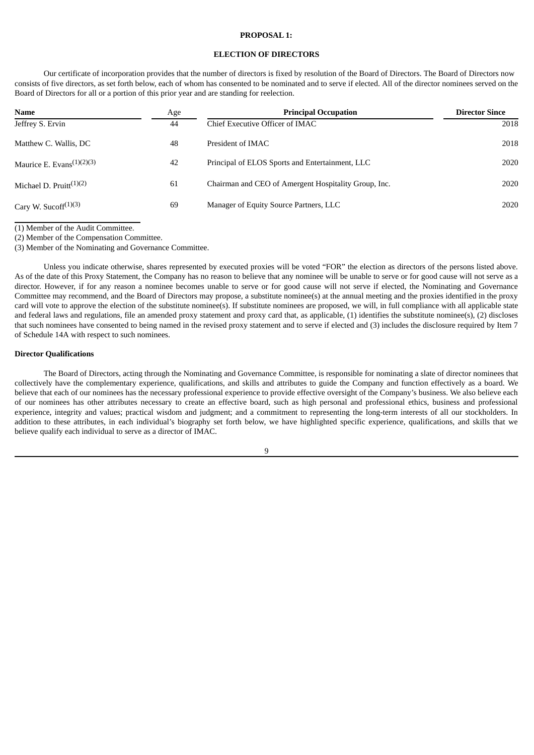## PROPOSAL 1:

## ELECTION OF DIRECTORS

Our certificate of incorporation provides that the number of directors is fixed by resolution of the Board of Directors. The Board of Directors now consists of five directors, as set forth below, each of whom has consented to be nominated and to serve if elected. All of the director nominees served on the Board of Directors for all or a portion of this prior year and are standing for reelection.

| Name | Age | Principal Occupation | Director Since |
|---|---|---|---|
| Jeffrey S. Ervin | 44 | Chief Executive Officer of IMAC | 2018 |
| Matthew C. Wallis, DC | 48 | President of IMAC | 2018 |
| Maurice E. Evans(1)(2)(3) | 42 | Principal of ELOS Sports and Entertainment, LLC | 2020 |
| Michael D. Pruitt(1)(2) | 61 | Chairman and CEO of Amergent Hospitality Group, Inc. | 2020 |
| Cary W. Sucoff(1)(3) | 69 | Manager of Equity Source Partners, LLC | 2020 |

(1) Member of the Audit Committee.

(2) Member of the Compensation Committee.

(3) Member of the Nominating and Governance Committee.

Unless you indicate otherwise, shares represented by executed proxies will be voted "FOR" the election as directors of the persons listed above. As of the date of this Proxy Statement, the Company has no reason to believe that any nominee will be unable to serve or for good cause will not serve as a director. However, if for any reason a nominee becomes unable to serve or for good cause will not serve if elected, the Nominating and Governance Committee may recommend, and the Board of Directors may propose, a substitute nominee(s) at the annual meeting and the proxies identified in the proxy card will vote to approve the election of the substitute nominee(s). If substitute nominees are proposed, we will, in full compliance with all applicable state and federal laws and regulations, file an amended proxy statement and proxy card that, as applicable, (1) identifies the substitute nominee(s), (2) discloses that such nominees have consented to being named in the revised proxy statement and to serve if elected and (3) includes the disclosure required by Item 7 of Schedule 14A with respect to such nominees.

### Director Qualifications

The Board of Directors, acting through the Nominating and Governance Committee, is responsible for nominating a slate of director nominees that collectively have the complementary experience, qualifications, and skills and attributes to guide the Company and function effectively as a board. We believe that each of our nominees has the necessary professional experience to provide effective oversight of the Company's business. We also believe each of our nominees has other attributes necessary to create an effective board, such as high personal and professional ethics, business and professional experience, integrity and values; practical wisdom and judgment; and a commitment to representing the long-term interests of all our stockholders. In addition to these attributes, in each individual's biography set forth below, we have highlighted specific experience, qualifications, and skills that we believe qualify each individual to serve as a director of IMAC.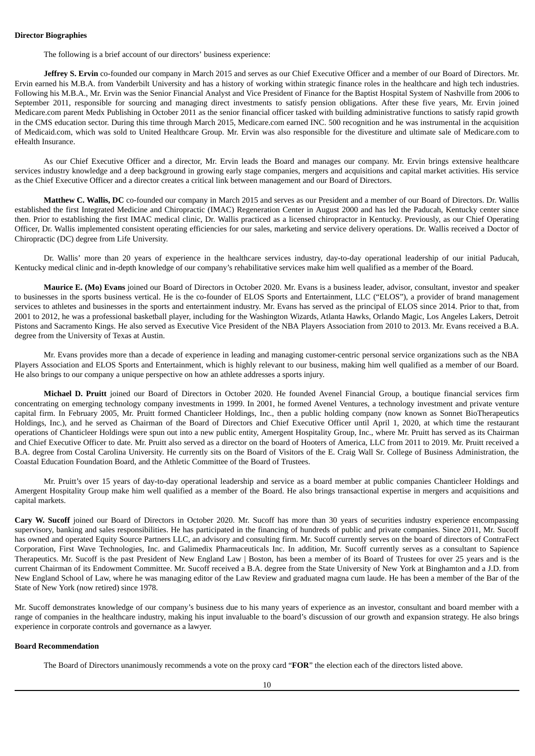**Director Biographies**

The following is a brief account of our directors' business experience:

**Jeffrey S. Ervin** co-founded our company in March 2015 and serves as our Chief Executive Officer and a member of our Board of Directors. Mr. Ervin earned his M.B.A. from Vanderbilt University and has a history of working within strategic finance roles in the healthcare and high tech industries. Following his M.B.A., Mr. Ervin was the Senior Financial Analyst and Vice President of Finance for the Baptist Hospital System of Nashville from 2006 to September 2011, responsible for sourcing and managing direct investments to satisfy pension obligations. After these five years, Mr. Ervin joined Medicare.com parent Medx Publishing in October 2011 as the senior financial officer tasked with building administrative functions to satisfy rapid growth in the CMS education sector. During this time through March 2015, Medicare.com earned INC. 500 recognition and he was instrumental in the acquisition of Medicaid.com, which was sold to United Healthcare Group. Mr. Ervin was also responsible for the divestiture and ultimate sale of Medicare.com to eHealth Insurance.

As our Chief Executive Officer and a director, Mr. Ervin leads the Board and manages our company. Mr. Ervin brings extensive healthcare services industry knowledge and a deep background in growing early stage companies, mergers and acquisitions and capital market activities. His service as the Chief Executive Officer and a director creates a critical link between management and our Board of Directors.

**Matthew C. Wallis, DC** co-founded our company in March 2015 and serves as our President and a member of our Board of Directors. Dr. Wallis established the first Integrated Medicine and Chiropractic (IMAC) Regeneration Center in August 2000 and has led the Paducah, Kentucky center since then. Prior to establishing the first IMAC medical clinic, Dr. Wallis practiced as a licensed chiropractor in Kentucky. Previously, as our Chief Operating Officer, Dr. Wallis implemented consistent operating efficiencies for our sales, marketing and service delivery operations. Dr. Wallis received a Doctor of Chiropractic (DC) degree from Life University.

Dr. Wallis' more than 20 years of experience in the healthcare services industry, day-to-day operational leadership of our initial Paducah, Kentucky medical clinic and in-depth knowledge of our company's rehabilitative services make him well qualified as a member of the Board.

**Maurice E. (Mo) Evans** joined our Board of Directors in October 2020. Mr. Evans is a business leader, advisor, consultant, investor and speaker to businesses in the sports business vertical. He is the co-founder of ELOS Sports and Entertainment, LLC ("ELOS"), a provider of brand management services to athletes and businesses in the sports and entertainment industry. Mr. Evans has served as the principal of ELOS since 2014. Prior to that, from 2001 to 2012, he was a professional basketball player, including for the Washington Wizards, Atlanta Hawks, Orlando Magic, Los Angeles Lakers, Detroit Pistons and Sacramento Kings. He also served as Executive Vice President of the NBA Players Association from 2010 to 2013. Mr. Evans received a B.A. degree from the University of Texas at Austin.

Mr. Evans provides more than a decade of experience in leading and managing customer-centric personal service organizations such as the NBA Players Association and ELOS Sports and Entertainment, which is highly relevant to our business, making him well qualified as a member of our Board. He also brings to our company a unique perspective on how an athlete addresses a sports injury.

**Michael D. Pruitt** joined our Board of Directors in October 2020. He founded Avenel Financial Group, a boutique financial services firm concentrating on emerging technology company investments in 1999. In 2001, he formed Avenel Ventures, a technology investment and private venture capital firm. In February 2005, Mr. Pruitt formed Chanticleer Holdings, Inc., then a public holding company (now known as Sonnet BioTherapeutics Holdings, Inc.), and he served as Chairman of the Board of Directors and Chief Executive Officer until April 1, 2020, at which time the restaurant operations of Chanticleer Holdings were spun out into a new public entity, Amergent Hospitality Group, Inc., where Mr. Pruitt has served as its Chairman and Chief Executive Officer to date. Mr. Pruitt also served as a director on the board of Hooters of America, LLC from 2011 to 2019. Mr. Pruitt received a B.A. degree from Costal Carolina University. He currently sits on the Board of Visitors of the E. Craig Wall Sr. College of Business Administration, the Coastal Education Foundation Board, and the Athletic Committee of the Board of Trustees.

Mr. Pruitt's over 15 years of day-to-day operational leadership and service as a board member at public companies Chanticleer Holdings and Amergent Hospitality Group make him well qualified as a member of the Board. He also brings transactional expertise in mergers and acquisitions and capital markets.

**Cary W. Sucoff** joined our Board of Directors in October 2020. Mr. Sucoff has more than 30 years of securities industry experience encompassing supervisory, banking and sales responsibilities. He has participated in the financing of hundreds of public and private companies. Since 2011, Mr. Sucoff has owned and operated Equity Source Partners LLC, an advisory and consulting firm. Mr. Sucoff currently serves on the board of directors of ContraFect Corporation, First Wave Technologies, Inc. and Galimedix Pharmaceuticals Inc. In addition, Mr. Sucoff currently serves as a consultant to Sapience Therapeutics. Mr. Sucoff is the past President of New England Law | Boston, has been a member of its Board of Trustees for over 25 years and is the current Chairman of its Endowment Committee. Mr. Sucoff received a B.A. degree from the State University of New York at Binghamton and a J.D. from New England School of Law, where he was managing editor of the Law Review and graduated magna cum laude. He has been a member of the Bar of the State of New York (now retired) since 1978.

Mr. Sucoff demonstrates knowledge of our company's business due to his many years of experience as an investor, consultant and board member with a range of companies in the healthcare industry, making his input invaluable to the board's discussion of our growth and expansion strategy. He also brings experience in corporate controls and governance as a lawyer.

**Board Recommendation**

The Board of Directors unanimously recommends a vote on the proxy card "**FOR**" the election each of the directors listed above.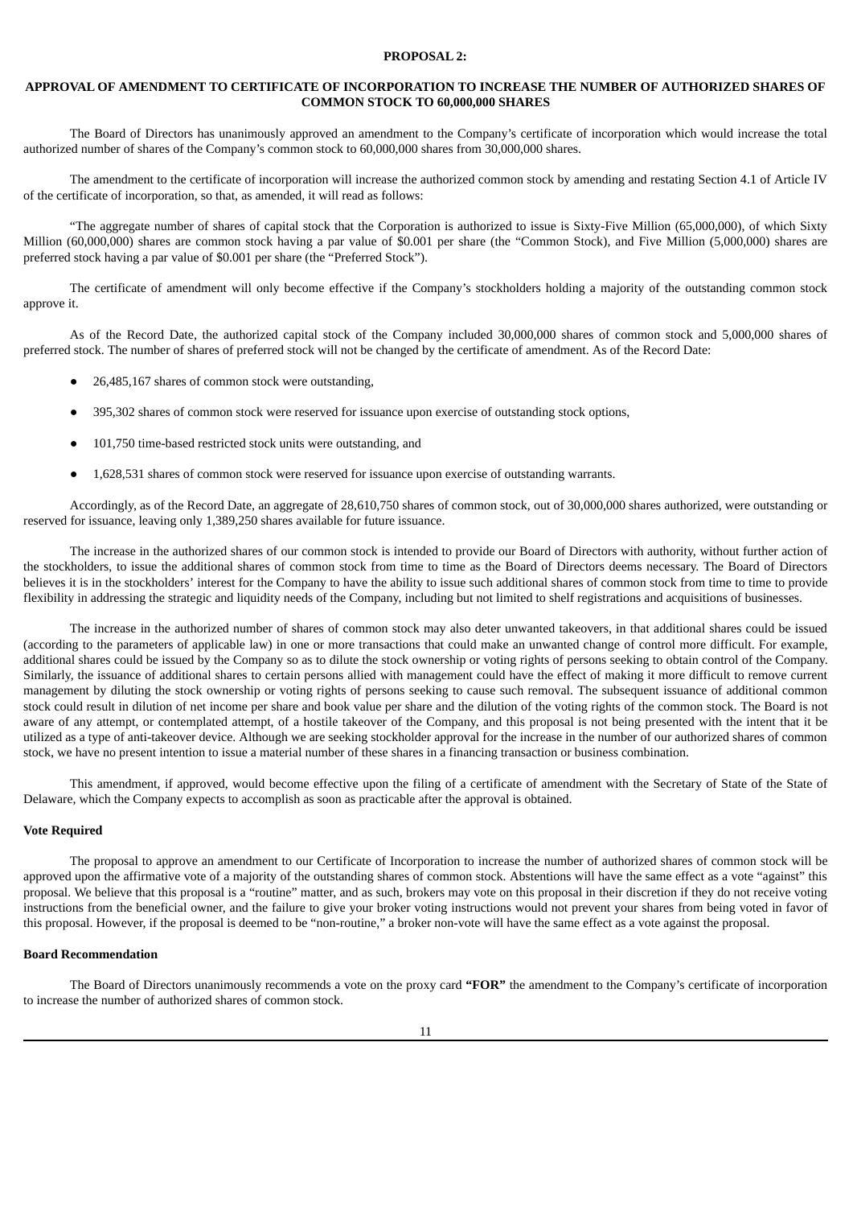**PROPOSAL 2:**

**APPROVAL OF AMENDMENT TO CERTIFICATE OF INCORPORATION TO INCREASE THE NUMBER OF AUTHORIZED SHARES OF COMMON STOCK TO 60,000,000 SHARES**

The Board of Directors has unanimously approved an amendment to the Company's certificate of incorporation which would increase the total authorized number of shares of the Company's common stock to 60,000,000 shares from 30,000,000 shares.

The amendment to the certificate of incorporation will increase the authorized common stock by amending and restating Section 4.1 of Article IV of the certificate of incorporation, so that, as amended, it will read as follows:

"The aggregate number of shares of capital stock that the Corporation is authorized to issue is Sixty-Five Million (65,000,000), of which Sixty Million (60,000,000) shares are common stock having a par value of $0.001 per share (the "Common Stock), and Five Million (5,000,000) shares are preferred stock having a par value of $0.001 per share (the "Preferred Stock").

The certificate of amendment will only become effective if the Company's stockholders holding a majority of the outstanding common stock approve it.

As of the Record Date, the authorized capital stock of the Company included 30,000,000 shares of common stock and 5,000,000 shares of preferred stock. The number of shares of preferred stock will not be changed by the certificate of amendment. As of the Record Date:

- 26,485,167 shares of common stock were outstanding,
- 395,302 shares of common stock were reserved for issuance upon exercise of outstanding stock options,
- 101,750 time-based restricted stock units were outstanding, and
- 1,628,531 shares of common stock were reserved for issuance upon exercise of outstanding warrants.

Accordingly, as of the Record Date, an aggregate of 28,610,750 shares of common stock, out of 30,000,000 shares authorized, were outstanding or reserved for issuance, leaving only 1,389,250 shares available for future issuance.

The increase in the authorized shares of our common stock is intended to provide our Board of Directors with authority, without further action of the stockholders, to issue the additional shares of common stock from time to time as the Board of Directors deems necessary. The Board of Directors believes it is in the stockholders' interest for the Company to have the ability to issue such additional shares of common stock from time to time to provide flexibility in addressing the strategic and liquidity needs of the Company, including but not limited to shelf registrations and acquisitions of businesses.

The increase in the authorized number of shares of common stock may also deter unwanted takeovers, in that additional shares could be issued (according to the parameters of applicable law) in one or more transactions that could make an unwanted change of control more difficult. For example, additional shares could be issued by the Company so as to dilute the stock ownership or voting rights of persons seeking to obtain control of the Company. Similarly, the issuance of additional shares to certain persons allied with management could have the effect of making it more difficult to remove current management by diluting the stock ownership or voting rights of persons seeking to cause such removal. The subsequent issuance of additional common stock could result in dilution of net income per share and book value per share and the dilution of the voting rights of the common stock. The Board is not aware of any attempt, or contemplated attempt, of a hostile takeover of the Company, and this proposal is not being presented with the intent that it be utilized as a type of anti-takeover device. Although we are seeking stockholder approval for the increase in the number of our authorized shares of common stock, we have no present intention to issue a material number of these shares in a financing transaction or business combination.

This amendment, if approved, would become effective upon the filing of a certificate of amendment with the Secretary of State of the State of Delaware, which the Company expects to accomplish as soon as practicable after the approval is obtained.

**Vote Required**

The proposal to approve an amendment to our Certificate of Incorporation to increase the number of authorized shares of common stock will be approved upon the affirmative vote of a majority of the outstanding shares of common stock. Abstentions will have the same effect as a vote "against" this proposal. We believe that this proposal is a "routine" matter, and as such, brokers may vote on this proposal in their discretion if they do not receive voting instructions from the beneficial owner, and the failure to give your broker voting instructions would not prevent your shares from being voted in favor of this proposal. However, if the proposal is deemed to be "non-routine," a broker non-vote will have the same effect as a vote against the proposal.

**Board Recommendation**

The Board of Directors unanimously recommends a vote on the proxy card **"FOR"** the amendment to the Company's certificate of incorporation to increase the number of authorized shares of common stock.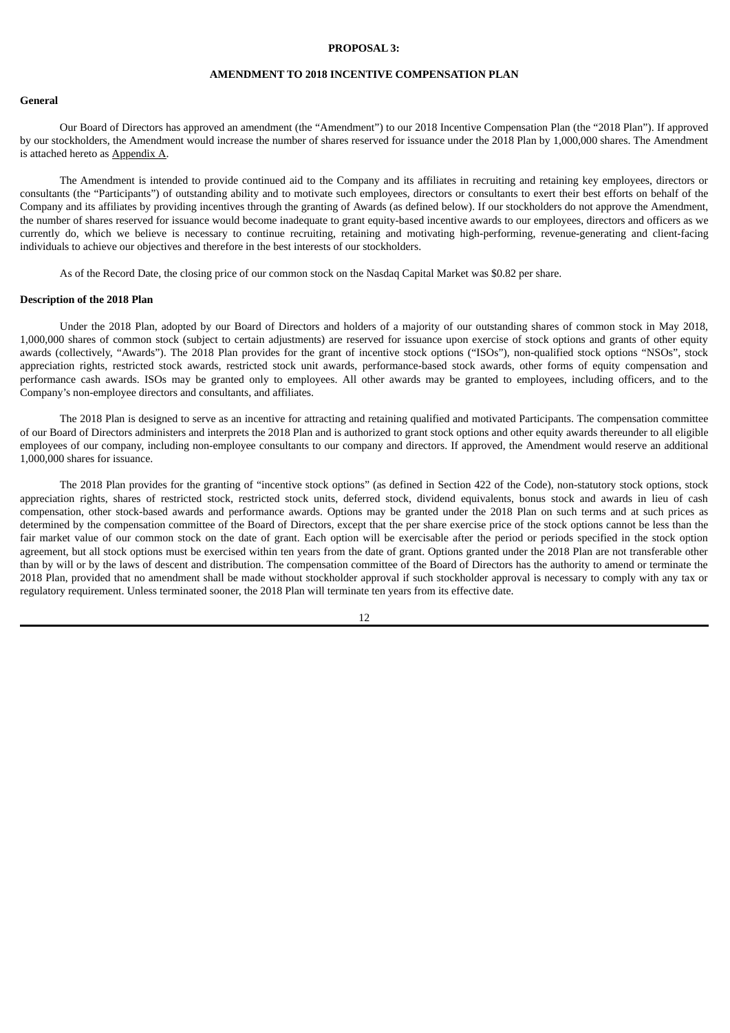**PROPOSAL 3:**

**AMENDMENT TO 2018 INCENTIVE COMPENSATION PLAN**

**General**

Our Board of Directors has approved an amendment (the "Amendment") to our 2018 Incentive Compensation Plan (the "2018 Plan"). If approved by our stockholders, the Amendment would increase the number of shares reserved for issuance under the 2018 Plan by 1,000,000 shares. The Amendment is attached hereto as Appendix A.

The Amendment is intended to provide continued aid to the Company and its affiliates in recruiting and retaining key employees, directors or consultants (the "Participants") of outstanding ability and to motivate such employees, directors or consultants to exert their best efforts on behalf of the Company and its affiliates by providing incentives through the granting of Awards (as defined below). If our stockholders do not approve the Amendment, the number of shares reserved for issuance would become inadequate to grant equity-based incentive awards to our employees, directors and officers as we currently do, which we believe is necessary to continue recruiting, retaining and motivating high-performing, revenue-generating and client-facing individuals to achieve our objectives and therefore in the best interests of our stockholders.

As of the Record Date, the closing price of our common stock on the Nasdaq Capital Market was $0.82 per share.

**Description of the 2018 Plan**

Under the 2018 Plan, adopted by our Board of Directors and holders of a majority of our outstanding shares of common stock in May 2018, 1,000,000 shares of common stock (subject to certain adjustments) are reserved for issuance upon exercise of stock options and grants of other equity awards (collectively, "Awards"). The 2018 Plan provides for the grant of incentive stock options ("ISOs"), non-qualified stock options "NSOs", stock appreciation rights, restricted stock awards, restricted stock unit awards, performance-based stock awards, other forms of equity compensation and performance cash awards. ISOs may be granted only to employees. All other awards may be granted to employees, including officers, and to the Company's non-employee directors and consultants, and affiliates.

The 2018 Plan is designed to serve as an incentive for attracting and retaining qualified and motivated Participants. The compensation committee of our Board of Directors administers and interprets the 2018 Plan and is authorized to grant stock options and other equity awards thereunder to all eligible employees of our company, including non-employee consultants to our company and directors. If approved, the Amendment would reserve an additional 1,000,000 shares for issuance.

The 2018 Plan provides for the granting of "incentive stock options" (as defined in Section 422 of the Code), non-statutory stock options, stock appreciation rights, shares of restricted stock, restricted stock units, deferred stock, dividend equivalents, bonus stock and awards in lieu of cash compensation, other stock-based awards and performance awards. Options may be granted under the 2018 Plan on such terms and at such prices as determined by the compensation committee of the Board of Directors, except that the per share exercise price of the stock options cannot be less than the fair market value of our common stock on the date of grant. Each option will be exercisable after the period or periods specified in the stock option agreement, but all stock options must be exercised within ten years from the date of grant. Options granted under the 2018 Plan are not transferable other than by will or by the laws of descent and distribution. The compensation committee of the Board of Directors has the authority to amend or terminate the 2018 Plan, provided that no amendment shall be made without stockholder approval if such stockholder approval is necessary to comply with any tax or regulatory requirement. Unless terminated sooner, the 2018 Plan will terminate ten years from its effective date.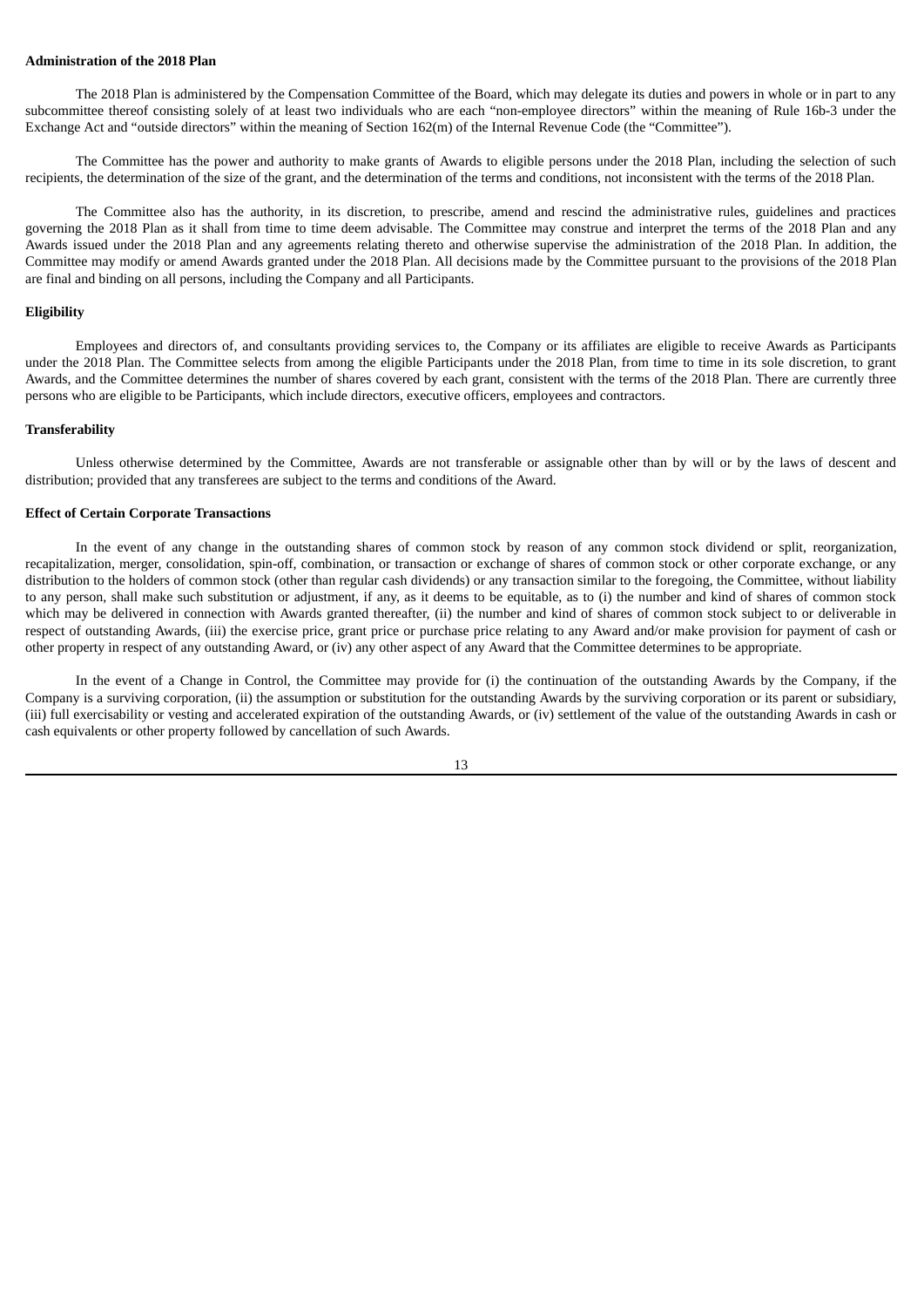**Administration of the 2018 Plan**

The 2018 Plan is administered by the Compensation Committee of the Board, which may delegate its duties and powers in whole or in part to any subcommittee thereof consisting solely of at least two individuals who are each "non-employee directors" within the meaning of Rule 16b-3 under the Exchange Act and "outside directors" within the meaning of Section 162(m) of the Internal Revenue Code (the "Committee").

The Committee has the power and authority to make grants of Awards to eligible persons under the 2018 Plan, including the selection of such recipients, the determination of the size of the grant, and the determination of the terms and conditions, not inconsistent with the terms of the 2018 Plan.

The Committee also has the authority, in its discretion, to prescribe, amend and rescind the administrative rules, guidelines and practices governing the 2018 Plan as it shall from time to time deem advisable. The Committee may construe and interpret the terms of the 2018 Plan and any Awards issued under the 2018 Plan and any agreements relating thereto and otherwise supervise the administration of the 2018 Plan. In addition, the Committee may modify or amend Awards granted under the 2018 Plan. All decisions made by the Committee pursuant to the provisions of the 2018 Plan are final and binding on all persons, including the Company and all Participants.

**Eligibility**

Employees and directors of, and consultants providing services to, the Company or its affiliates are eligible to receive Awards as Participants under the 2018 Plan. The Committee selects from among the eligible Participants under the 2018 Plan, from time to time in its sole discretion, to grant Awards, and the Committee determines the number of shares covered by each grant, consistent with the terms of the 2018 Plan. There are currently three persons who are eligible to be Participants, which include directors, executive officers, employees and contractors.

**Transferability**

Unless otherwise determined by the Committee, Awards are not transferable or assignable other than by will or by the laws of descent and distribution; provided that any transferees are subject to the terms and conditions of the Award.

**Effect of Certain Corporate Transactions**

In the event of any change in the outstanding shares of common stock by reason of any common stock dividend or split, reorganization, recapitalization, merger, consolidation, spin-off, combination, or transaction or exchange of shares of common stock or other corporate exchange, or any distribution to the holders of common stock (other than regular cash dividends) or any transaction similar to the foregoing, the Committee, without liability to any person, shall make such substitution or adjustment, if any, as it deems to be equitable, as to (i) the number and kind of shares of common stock which may be delivered in connection with Awards granted thereafter, (ii) the number and kind of shares of common stock subject to or deliverable in respect of outstanding Awards, (iii) the exercise price, grant price or purchase price relating to any Award and/or make provision for payment of cash or other property in respect of any outstanding Award, or (iv) any other aspect of any Award that the Committee determines to be appropriate.

In the event of a Change in Control, the Committee may provide for (i) the continuation of the outstanding Awards by the Company, if the Company is a surviving corporation, (ii) the assumption or substitution for the outstanding Awards by the surviving corporation or its parent or subsidiary, (iii) full exercisability or vesting and accelerated expiration of the outstanding Awards, or (iv) settlement of the value of the outstanding Awards in cash or cash equivalents or other property followed by cancellation of such Awards.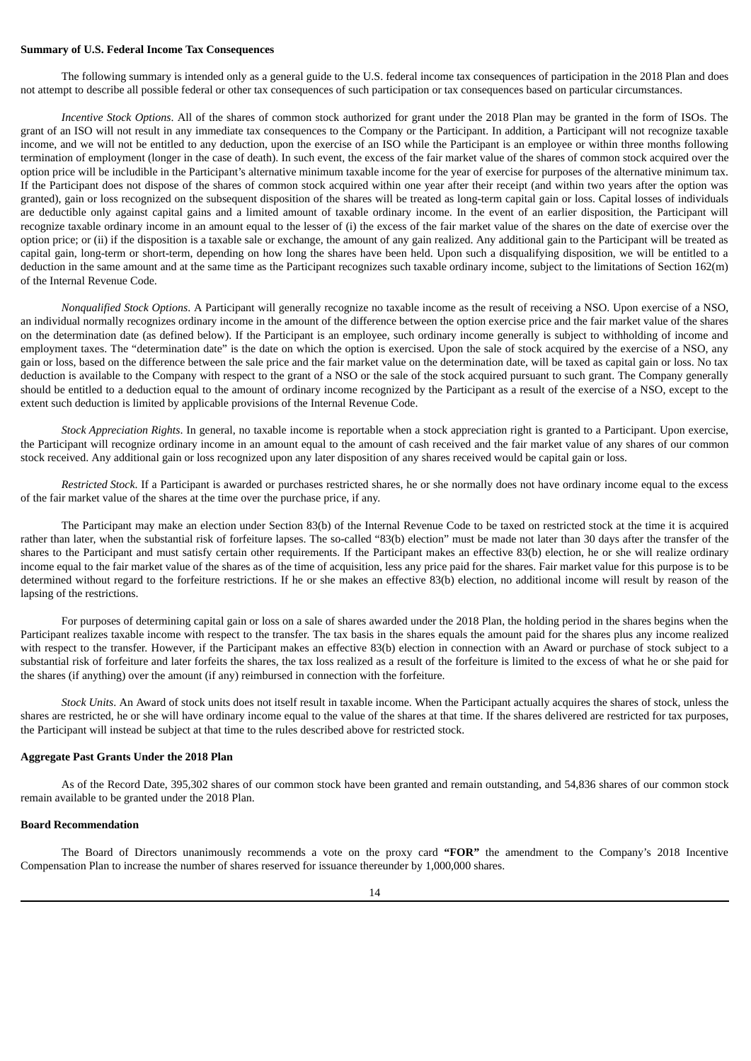**Summary of U.S. Federal Income Tax Consequences**

The following summary is intended only as a general guide to the U.S. federal income tax consequences of participation in the 2018 Plan and does not attempt to describe all possible federal or other tax consequences of such participation or tax consequences based on particular circumstances.

*Incentive Stock Options*. All of the shares of common stock authorized for grant under the 2018 Plan may be granted in the form of ISOs. The grant of an ISO will not result in any immediate tax consequences to the Company or the Participant. In addition, a Participant will not recognize taxable income, and we will not be entitled to any deduction, upon the exercise of an ISO while the Participant is an employee or within three months following termination of employment (longer in the case of death). In such event, the excess of the fair market value of the shares of common stock acquired over the option price will be includible in the Participant's alternative minimum taxable income for the year of exercise for purposes of the alternative minimum tax. If the Participant does not dispose of the shares of common stock acquired within one year after their receipt (and within two years after the option was granted), gain or loss recognized on the subsequent disposition of the shares will be treated as long-term capital gain or loss. Capital losses of individuals are deductible only against capital gains and a limited amount of taxable ordinary income. In the event of an earlier disposition, the Participant will recognize taxable ordinary income in an amount equal to the lesser of (i) the excess of the fair market value of the shares on the date of exercise over the option price; or (ii) if the disposition is a taxable sale or exchange, the amount of any gain realized. Any additional gain to the Participant will be treated as capital gain, long-term or short-term, depending on how long the shares have been held. Upon such a disqualifying disposition, we will be entitled to a deduction in the same amount and at the same time as the Participant recognizes such taxable ordinary income, subject to the limitations of Section 162(m) of the Internal Revenue Code.

*Nonqualified Stock Options*. A Participant will generally recognize no taxable income as the result of receiving a NSO. Upon exercise of a NSO, an individual normally recognizes ordinary income in the amount of the difference between the option exercise price and the fair market value of the shares on the determination date (as defined below). If the Participant is an employee, such ordinary income generally is subject to withholding of income and employment taxes. The "determination date" is the date on which the option is exercised. Upon the sale of stock acquired by the exercise of a NSO, any gain or loss, based on the difference between the sale price and the fair market value on the determination date, will be taxed as capital gain or loss. No tax deduction is available to the Company with respect to the grant of a NSO or the sale of the stock acquired pursuant to such grant. The Company generally should be entitled to a deduction equal to the amount of ordinary income recognized by the Participant as a result of the exercise of a NSO, except to the extent such deduction is limited by applicable provisions of the Internal Revenue Code.

*Stock Appreciation Rights*. In general, no taxable income is reportable when a stock appreciation right is granted to a Participant. Upon exercise, the Participant will recognize ordinary income in an amount equal to the amount of cash received and the fair market value of any shares of our common stock received. Any additional gain or loss recognized upon any later disposition of any shares received would be capital gain or loss.

*Restricted Stock*. If a Participant is awarded or purchases restricted shares, he or she normally does not have ordinary income equal to the excess of the fair market value of the shares at the time over the purchase price, if any.

The Participant may make an election under Section 83(b) of the Internal Revenue Code to be taxed on restricted stock at the time it is acquired rather than later, when the substantial risk of forfeiture lapses. The so-called "83(b) election" must be made not later than 30 days after the transfer of the shares to the Participant and must satisfy certain other requirements. If the Participant makes an effective 83(b) election, he or she will realize ordinary income equal to the fair market value of the shares as of the time of acquisition, less any price paid for the shares. Fair market value for this purpose is to be determined without regard to the forfeiture restrictions. If he or she makes an effective 83(b) election, no additional income will result by reason of the lapsing of the restrictions.

For purposes of determining capital gain or loss on a sale of shares awarded under the 2018 Plan, the holding period in the shares begins when the Participant realizes taxable income with respect to the transfer. The tax basis in the shares equals the amount paid for the shares plus any income realized with respect to the transfer. However, if the Participant makes an effective 83(b) election in connection with an Award or purchase of stock subject to a substantial risk of forfeiture and later forfeits the shares, the tax loss realized as a result of the forfeiture is limited to the excess of what he or she paid for the shares (if anything) over the amount (if any) reimbursed in connection with the forfeiture.

*Stock Units*. An Award of stock units does not itself result in taxable income. When the Participant actually acquires the shares of stock, unless the shares are restricted, he or she will have ordinary income equal to the value of the shares at that time. If the shares delivered are restricted for tax purposes, the Participant will instead be subject at that time to the rules described above for restricted stock.

**Aggregate Past Grants Under the 2018 Plan**

As of the Record Date, 395,302 shares of our common stock have been granted and remain outstanding, and 54,836 shares of our common stock remain available to be granted under the 2018 Plan.

**Board Recommendation**

The Board of Directors unanimously recommends a vote on the proxy card **"FOR"** the amendment to the Company's 2018 Incentive Compensation Plan to increase the number of shares reserved for issuance thereunder by 1,000,000 shares.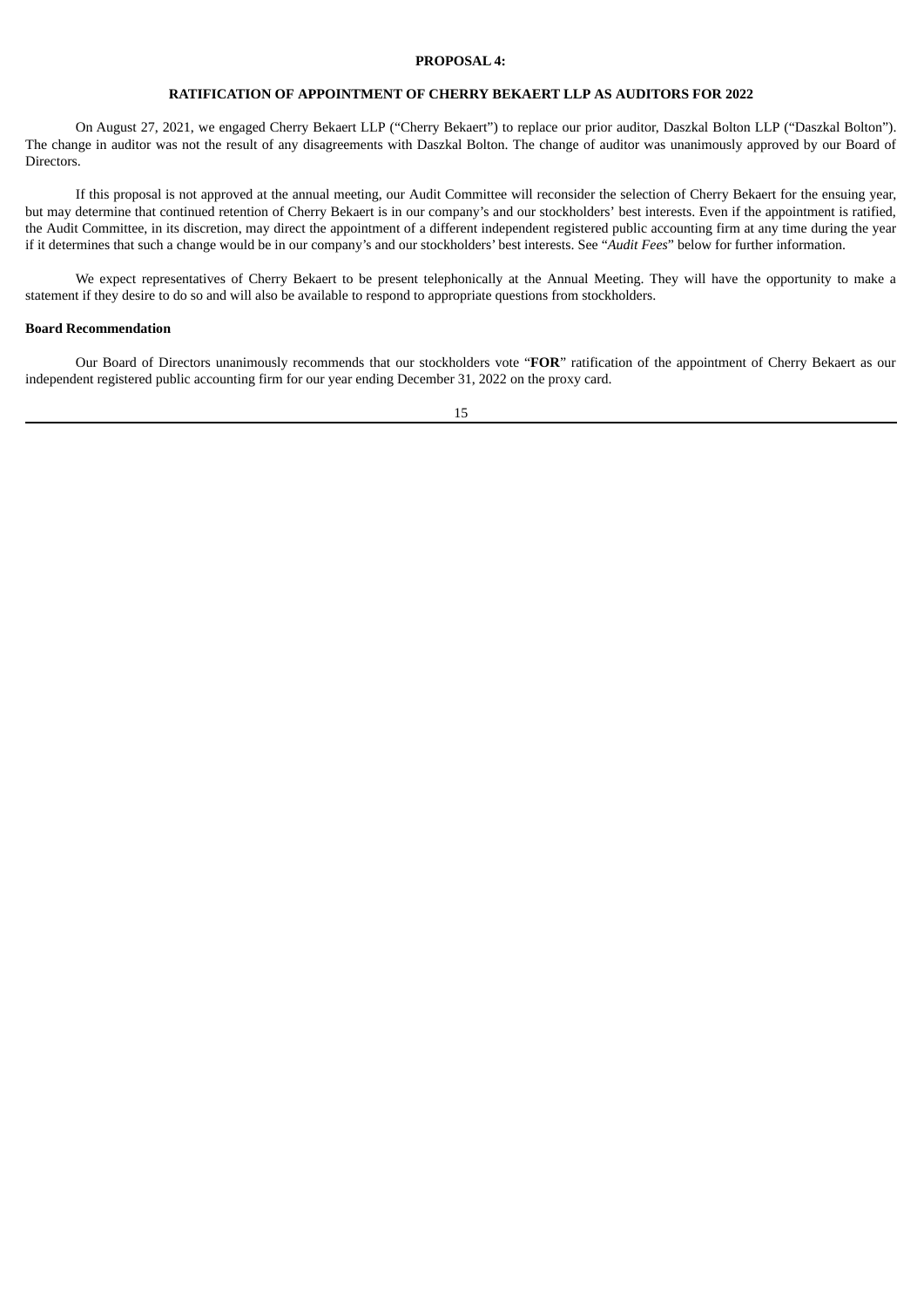## PROPOSAL 4:

## RATIFICATION OF APPOINTMENT OF CHERRY BEKAERT LLP AS AUDITORS FOR 2022

On August 27, 2021, we engaged Cherry Bekaert LLP ("Cherry Bekaert") to replace our prior auditor, Daszkal Bolton LLP ("Daszkal Bolton"). The change in auditor was not the result of any disagreements with Daszkal Bolton. The change of auditor was unanimously approved by our Board of Directors.

If this proposal is not approved at the annual meeting, our Audit Committee will reconsider the selection of Cherry Bekaert for the ensuing year, but may determine that continued retention of Cherry Bekaert is in our company's and our stockholders' best interests. Even if the appointment is ratified, the Audit Committee, in its discretion, may direct the appointment of a different independent registered public accounting firm at any time during the year if it determines that such a change would be in our company's and our stockholders' best interests. See "*Audit Fees*" below for further information.

We expect representatives of Cherry Bekaert to be present telephonically at the Annual Meeting. They will have the opportunity to make a statement if they desire to do so and will also be available to respond to appropriate questions from stockholders.

### Board Recommendation

Our Board of Directors unanimously recommends that our stockholders vote "**FOR**" ratification of the appointment of Cherry Bekaert as our independent registered public accounting firm for our year ending December 31, 2022 on the proxy card.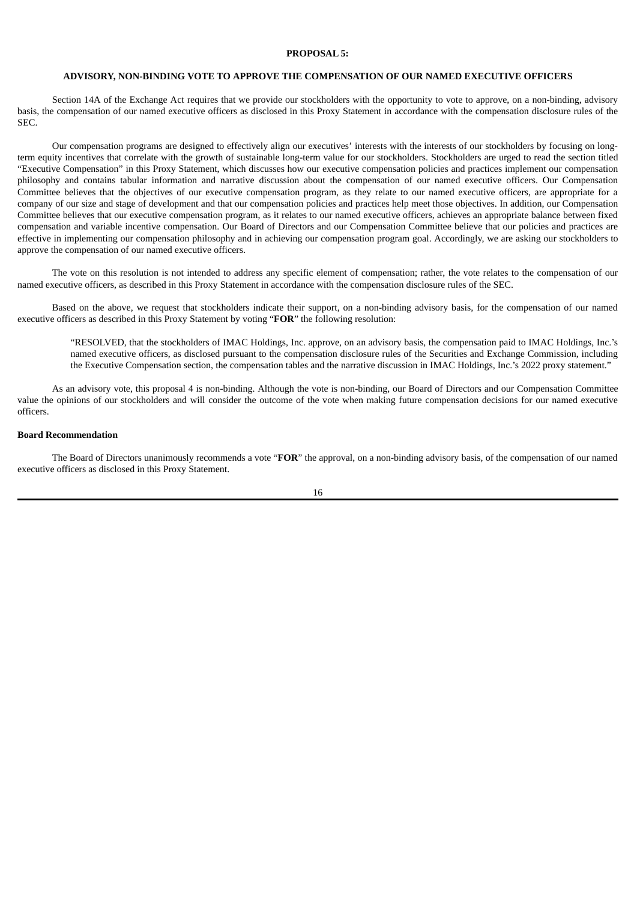## PROPOSAL 5:

## ADVISORY, NON-BINDING VOTE TO APPROVE THE COMPENSATION OF OUR NAMED EXECUTIVE OFFICERS

Section 14A of the Exchange Act requires that we provide our stockholders with the opportunity to vote to approve, on a non-binding, advisory basis, the compensation of our named executive officers as disclosed in this Proxy Statement in accordance with the compensation disclosure rules of the SEC.

Our compensation programs are designed to effectively align our executives' interests with the interests of our stockholders by focusing on long-term equity incentives that correlate with the growth of sustainable long-term value for our stockholders. Stockholders are urged to read the section titled "Executive Compensation" in this Proxy Statement, which discusses how our executive compensation policies and practices implement our compensation philosophy and contains tabular information and narrative discussion about the compensation of our named executive officers. Our Compensation Committee believes that the objectives of our executive compensation program, as they relate to our named executive officers, are appropriate for a company of our size and stage of development and that our compensation policies and practices help meet those objectives. In addition, our Compensation Committee believes that our executive compensation program, as it relates to our named executive officers, achieves an appropriate balance between fixed compensation and variable incentive compensation. Our Board of Directors and our Compensation Committee believe that our policies and practices are effective in implementing our compensation philosophy and in achieving our compensation program goal. Accordingly, we are asking our stockholders to approve the compensation of our named executive officers.

The vote on this resolution is not intended to address any specific element of compensation; rather, the vote relates to the compensation of our named executive officers, as described in this Proxy Statement in accordance with the compensation disclosure rules of the SEC.

Based on the above, we request that stockholders indicate their support, on a non-binding advisory basis, for the compensation of our named executive officers as described in this Proxy Statement by voting "**FOR**" the following resolution:

> "RESOLVED, that the stockholders of IMAC Holdings, Inc. approve, on an advisory basis, the compensation paid to IMAC Holdings, Inc.'s named executive officers, as disclosed pursuant to the compensation disclosure rules of the Securities and Exchange Commission, including the Executive Compensation section, the compensation tables and the narrative discussion in IMAC Holdings, Inc.'s 2022 proxy statement."

As an advisory vote, this proposal 4 is non-binding. Although the vote is non-binding, our Board of Directors and our Compensation Committee value the opinions of our stockholders and will consider the outcome of the vote when making future compensation decisions for our named executive officers.

**Board Recommendation**

The Board of Directors unanimously recommends a vote "**FOR**" the approval, on a non-binding advisory basis, of the compensation of our named executive officers as disclosed in this Proxy Statement.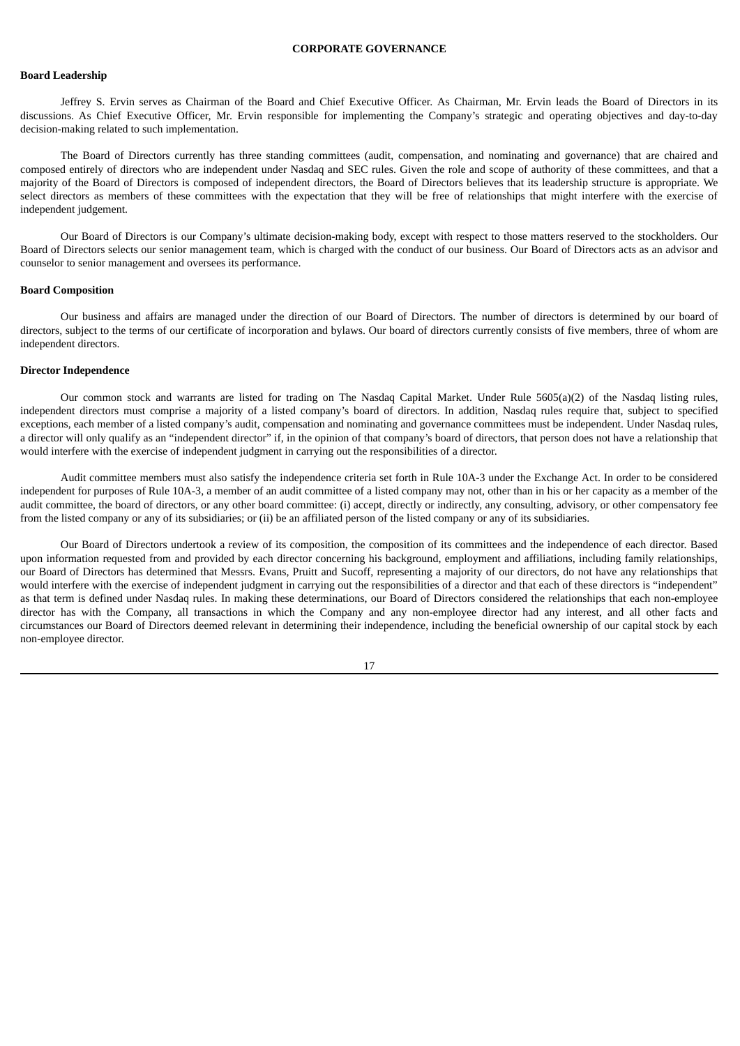## CORPORATE GOVERNANCE

### Board Leadership

Jeffrey S. Ervin serves as Chairman of the Board and Chief Executive Officer. As Chairman, Mr. Ervin leads the Board of Directors in its discussions. As Chief Executive Officer, Mr. Ervin responsible for implementing the Company's strategic and operating objectives and day-to-day decision-making related to such implementation.

The Board of Directors currently has three standing committees (audit, compensation, and nominating and governance) that are chaired and composed entirely of directors who are independent under Nasdaq and SEC rules. Given the role and scope of authority of these committees, and that a majority of the Board of Directors is composed of independent directors, the Board of Directors believes that its leadership structure is appropriate. We select directors as members of these committees with the expectation that they will be free of relationships that might interfere with the exercise of independent judgement.

Our Board of Directors is our Company's ultimate decision-making body, except with respect to those matters reserved to the stockholders. Our Board of Directors selects our senior management team, which is charged with the conduct of our business. Our Board of Directors acts as an advisor and counselor to senior management and oversees its performance.

### Board Composition

Our business and affairs are managed under the direction of our Board of Directors. The number of directors is determined by our board of directors, subject to the terms of our certificate of incorporation and bylaws. Our board of directors currently consists of five members, three of whom are independent directors.

### Director Independence

Our common stock and warrants are listed for trading on The Nasdaq Capital Market. Under Rule 5605(a)(2) of the Nasdaq listing rules, independent directors must comprise a majority of a listed company's board of directors. In addition, Nasdaq rules require that, subject to specified exceptions, each member of a listed company's audit, compensation and nominating and governance committees must be independent. Under Nasdaq rules, a director will only qualify as an "independent director" if, in the opinion of that company's board of directors, that person does not have a relationship that would interfere with the exercise of independent judgment in carrying out the responsibilities of a director.

Audit committee members must also satisfy the independence criteria set forth in Rule 10A-3 under the Exchange Act. In order to be considered independent for purposes of Rule 10A-3, a member of an audit committee of a listed company may not, other than in his or her capacity as a member of the audit committee, the board of directors, or any other board committee: (i) accept, directly or indirectly, any consulting, advisory, or other compensatory fee from the listed company or any of its subsidiaries; or (ii) be an affiliated person of the listed company or any of its subsidiaries.

Our Board of Directors undertook a review of its composition, the composition of its committees and the independence of each director. Based upon information requested from and provided by each director concerning his background, employment and affiliations, including family relationships, our Board of Directors has determined that Messrs. Evans, Pruitt and Sucoff, representing a majority of our directors, do not have any relationships that would interfere with the exercise of independent judgment in carrying out the responsibilities of a director and that each of these directors is "independent" as that term is defined under Nasdaq rules. In making these determinations, our Board of Directors considered the relationships that each non-employee director has with the Company, all transactions in which the Company and any non-employee director had any interest, and all other facts and circumstances our Board of Directors deemed relevant in determining their independence, including the beneficial ownership of our capital stock by each non-employee director.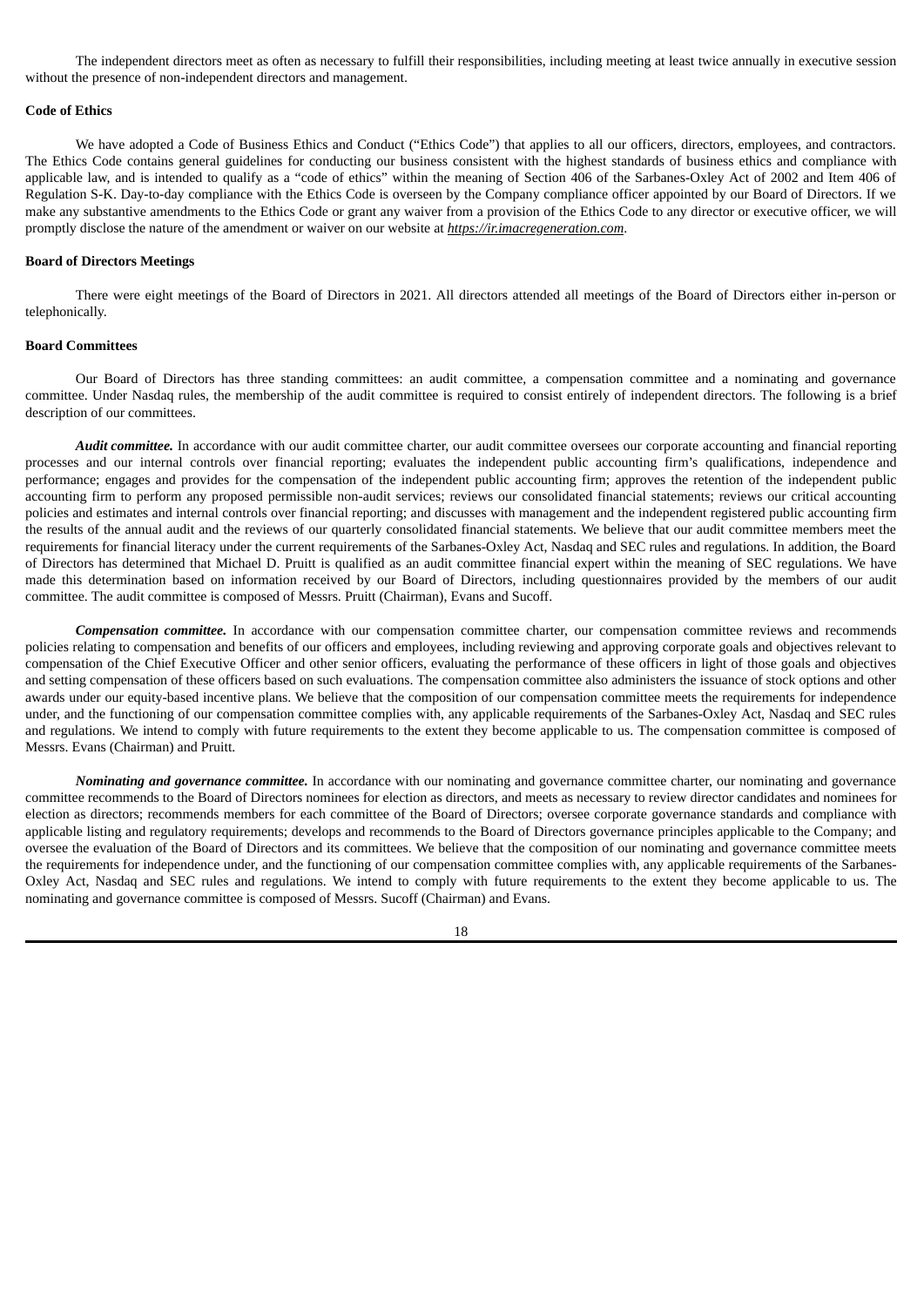The independent directors meet as often as necessary to fulfill their responsibilities, including meeting at least twice annually in executive session without the presence of non-independent directors and management.

**Code of Ethics**

We have adopted a Code of Business Ethics and Conduct ("Ethics Code") that applies to all our officers, directors, employees, and contractors. The Ethics Code contains general guidelines for conducting our business consistent with the highest standards of business ethics and compliance with applicable law, and is intended to qualify as a "code of ethics" within the meaning of Section 406 of the Sarbanes-Oxley Act of 2002 and Item 406 of Regulation S-K. Day-to-day compliance with the Ethics Code is overseen by the Company compliance officer appointed by our Board of Directors. If we make any substantive amendments to the Ethics Code or grant any waiver from a provision of the Ethics Code to any director or executive officer, we will promptly disclose the nature of the amendment or waiver on our website at *https://ir.imacregeneration.com*.

**Board of Directors Meetings**

There were eight meetings of the Board of Directors in 2021. All directors attended all meetings of the Board of Directors either in-person or telephonically.

**Board Committees**

Our Board of Directors has three standing committees: an audit committee, a compensation committee and a nominating and governance committee. Under Nasdaq rules, the membership of the audit committee is required to consist entirely of independent directors. The following is a brief description of our committees.

***Audit committee.*** In accordance with our audit committee charter, our audit committee oversees our corporate accounting and financial reporting processes and our internal controls over financial reporting; evaluates the independent public accounting firm's qualifications, independence and performance; engages and provides for the compensation of the independent public accounting firm; approves the retention of the independent public accounting firm to perform any proposed permissible non-audit services; reviews our consolidated financial statements; reviews our critical accounting policies and estimates and internal controls over financial reporting; and discusses with management and the independent registered public accounting firm the results of the annual audit and the reviews of our quarterly consolidated financial statements. We believe that our audit committee members meet the requirements for financial literacy under the current requirements of the Sarbanes-Oxley Act, Nasdaq and SEC rules and regulations. In addition, the Board of Directors has determined that Michael D. Pruitt is qualified as an audit committee financial expert within the meaning of SEC regulations. We have made this determination based on information received by our Board of Directors, including questionnaires provided by the members of our audit committee. The audit committee is composed of Messrs. Pruitt (Chairman), Evans and Sucoff.

***Compensation committee.*** In accordance with our compensation committee charter, our compensation committee reviews and recommends policies relating to compensation and benefits of our officers and employees, including reviewing and approving corporate goals and objectives relevant to compensation of the Chief Executive Officer and other senior officers, evaluating the performance of these officers in light of those goals and objectives and setting compensation of these officers based on such evaluations. The compensation committee also administers the issuance of stock options and other awards under our equity-based incentive plans. We believe that the composition of our compensation committee meets the requirements for independence under, and the functioning of our compensation committee complies with, any applicable requirements of the Sarbanes-Oxley Act, Nasdaq and SEC rules and regulations. We intend to comply with future requirements to the extent they become applicable to us. The compensation committee is composed of Messrs. Evans (Chairman) and Pruitt.

***Nominating and governance committee.*** In accordance with our nominating and governance committee charter, our nominating and governance committee recommends to the Board of Directors nominees for election as directors, and meets as necessary to review director candidates and nominees for election as directors; recommends members for each committee of the Board of Directors; oversee corporate governance standards and compliance with applicable listing and regulatory requirements; develops and recommends to the Board of Directors governance principles applicable to the Company; and oversee the evaluation of the Board of Directors and its committees. We believe that the composition of our nominating and governance committee meets the requirements for independence under, and the functioning of our compensation committee complies with, any applicable requirements of the Sarbanes-Oxley Act, Nasdaq and SEC rules and regulations. We intend to comply with future requirements to the extent they become applicable to us. The nominating and governance committee is composed of Messrs. Sucoff (Chairman) and Evans.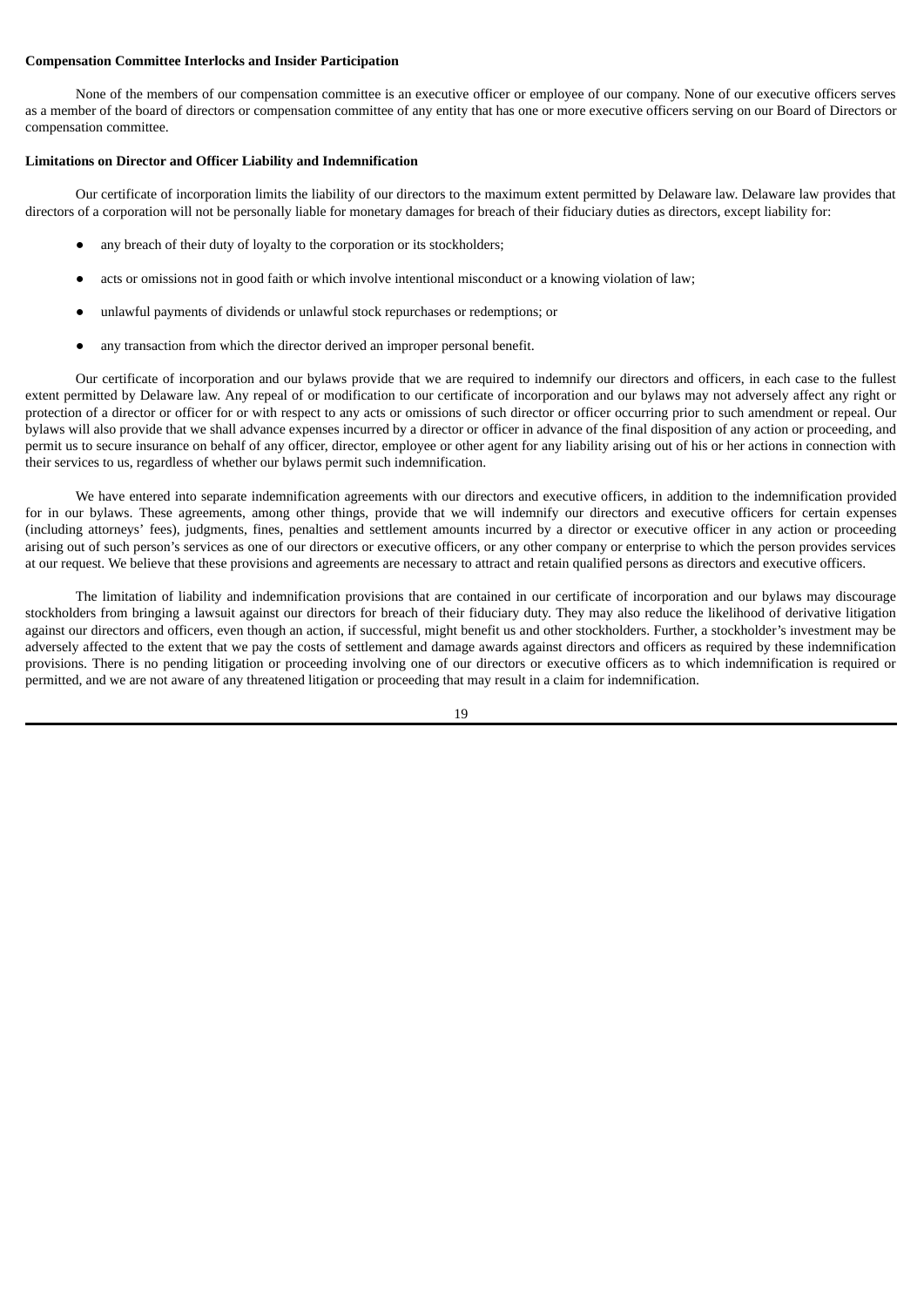**Compensation Committee Interlocks and Insider Participation**

None of the members of our compensation committee is an executive officer or employee of our company. None of our executive officers serves as a member of the board of directors or compensation committee of any entity that has one or more executive officers serving on our Board of Directors or compensation committee.

**Limitations on Director and Officer Liability and Indemnification**

Our certificate of incorporation limits the liability of our directors to the maximum extent permitted by Delaware law. Delaware law provides that directors of a corporation will not be personally liable for monetary damages for breach of their fiduciary duties as directors, except liability for:

- any breach of their duty of loyalty to the corporation or its stockholders;
- acts or omissions not in good faith or which involve intentional misconduct or a knowing violation of law;
- unlawful payments of dividends or unlawful stock repurchases or redemptions; or
- any transaction from which the director derived an improper personal benefit.

Our certificate of incorporation and our bylaws provide that we are required to indemnify our directors and officers, in each case to the fullest extent permitted by Delaware law. Any repeal of or modification to our certificate of incorporation and our bylaws may not adversely affect any right or protection of a director or officer for or with respect to any acts or omissions of such director or officer occurring prior to such amendment or repeal. Our bylaws will also provide that we shall advance expenses incurred by a director or officer in advance of the final disposition of any action or proceeding, and permit us to secure insurance on behalf of any officer, director, employee or other agent for any liability arising out of his or her actions in connection with their services to us, regardless of whether our bylaws permit such indemnification.

We have entered into separate indemnification agreements with our directors and executive officers, in addition to the indemnification provided for in our bylaws. These agreements, among other things, provide that we will indemnify our directors and executive officers for certain expenses (including attorneys' fees), judgments, fines, penalties and settlement amounts incurred by a director or executive officer in any action or proceeding arising out of such person's services as one of our directors or executive officers, or any other company or enterprise to which the person provides services at our request. We believe that these provisions and agreements are necessary to attract and retain qualified persons as directors and executive officers.

The limitation of liability and indemnification provisions that are contained in our certificate of incorporation and our bylaws may discourage stockholders from bringing a lawsuit against our directors for breach of their fiduciary duty. They may also reduce the likelihood of derivative litigation against our directors and officers, even though an action, if successful, might benefit us and other stockholders. Further, a stockholder's investment may be adversely affected to the extent that we pay the costs of settlement and damage awards against directors and officers as required by these indemnification provisions. There is no pending litigation or proceeding involving one of our directors or executive officers as to which indemnification is required or permitted, and we are not aware of any threatened litigation or proceeding that may result in a claim for indemnification.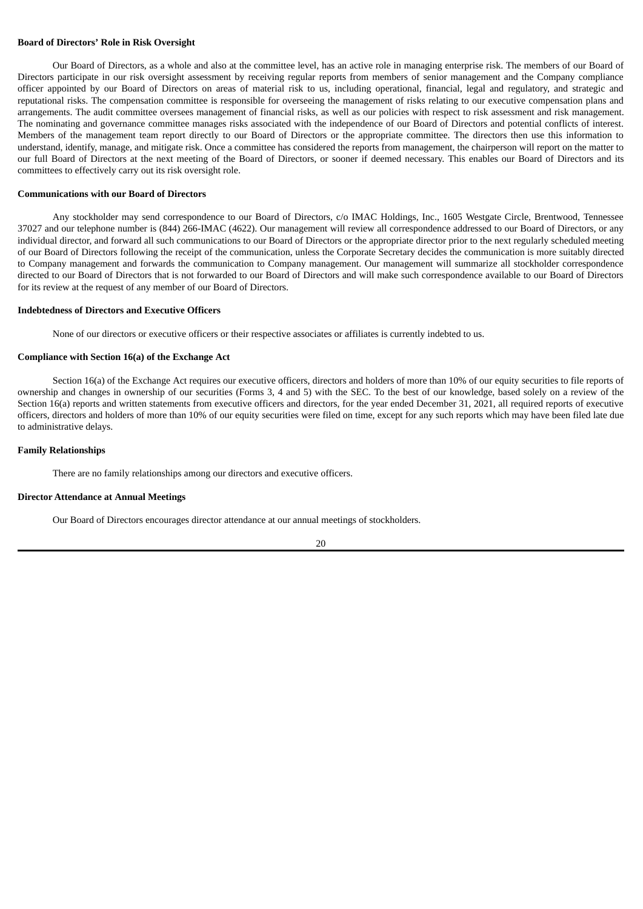**Board of Directors' Role in Risk Oversight**

Our Board of Directors, as a whole and also at the committee level, has an active role in managing enterprise risk. The members of our Board of Directors participate in our risk oversight assessment by receiving regular reports from members of senior management and the Company compliance officer appointed by our Board of Directors on areas of material risk to us, including operational, financial, legal and regulatory, and strategic and reputational risks. The compensation committee is responsible for overseeing the management of risks relating to our executive compensation plans and arrangements. The audit committee oversees management of financial risks, as well as our policies with respect to risk assessment and risk management. The nominating and governance committee manages risks associated with the independence of our Board of Directors and potential conflicts of interest. Members of the management team report directly to our Board of Directors or the appropriate committee. The directors then use this information to understand, identify, manage, and mitigate risk. Once a committee has considered the reports from management, the chairperson will report on the matter to our full Board of Directors at the next meeting of the Board of Directors, or sooner if deemed necessary. This enables our Board of Directors and its committees to effectively carry out its risk oversight role.

**Communications with our Board of Directors**

Any stockholder may send correspondence to our Board of Directors, c/o IMAC Holdings, Inc., 1605 Westgate Circle, Brentwood, Tennessee 37027 and our telephone number is (844) 266-IMAC (4622). Our management will review all correspondence addressed to our Board of Directors, or any individual director, and forward all such communications to our Board of Directors or the appropriate director prior to the next regularly scheduled meeting of our Board of Directors following the receipt of the communication, unless the Corporate Secretary decides the communication is more suitably directed to Company management and forwards the communication to Company management. Our management will summarize all stockholder correspondence directed to our Board of Directors that is not forwarded to our Board of Directors and will make such correspondence available to our Board of Directors for its review at the request of any member of our Board of Directors.

**Indebtedness of Directors and Executive Officers**

None of our directors or executive officers or their respective associates or affiliates is currently indebted to us.

**Compliance with Section 16(a) of the Exchange Act**

Section 16(a) of the Exchange Act requires our executive officers, directors and holders of more than 10% of our equity securities to file reports of ownership and changes in ownership of our securities (Forms 3, 4 and 5) with the SEC. To the best of our knowledge, based solely on a review of the Section 16(a) reports and written statements from executive officers and directors, for the year ended December 31, 2021, all required reports of executive officers, directors and holders of more than 10% of our equity securities were filed on time, except for any such reports which may have been filed late due to administrative delays.

**Family Relationships**

There are no family relationships among our directors and executive officers.

**Director Attendance at Annual Meetings**

Our Board of Directors encourages director attendance at our annual meetings of stockholders.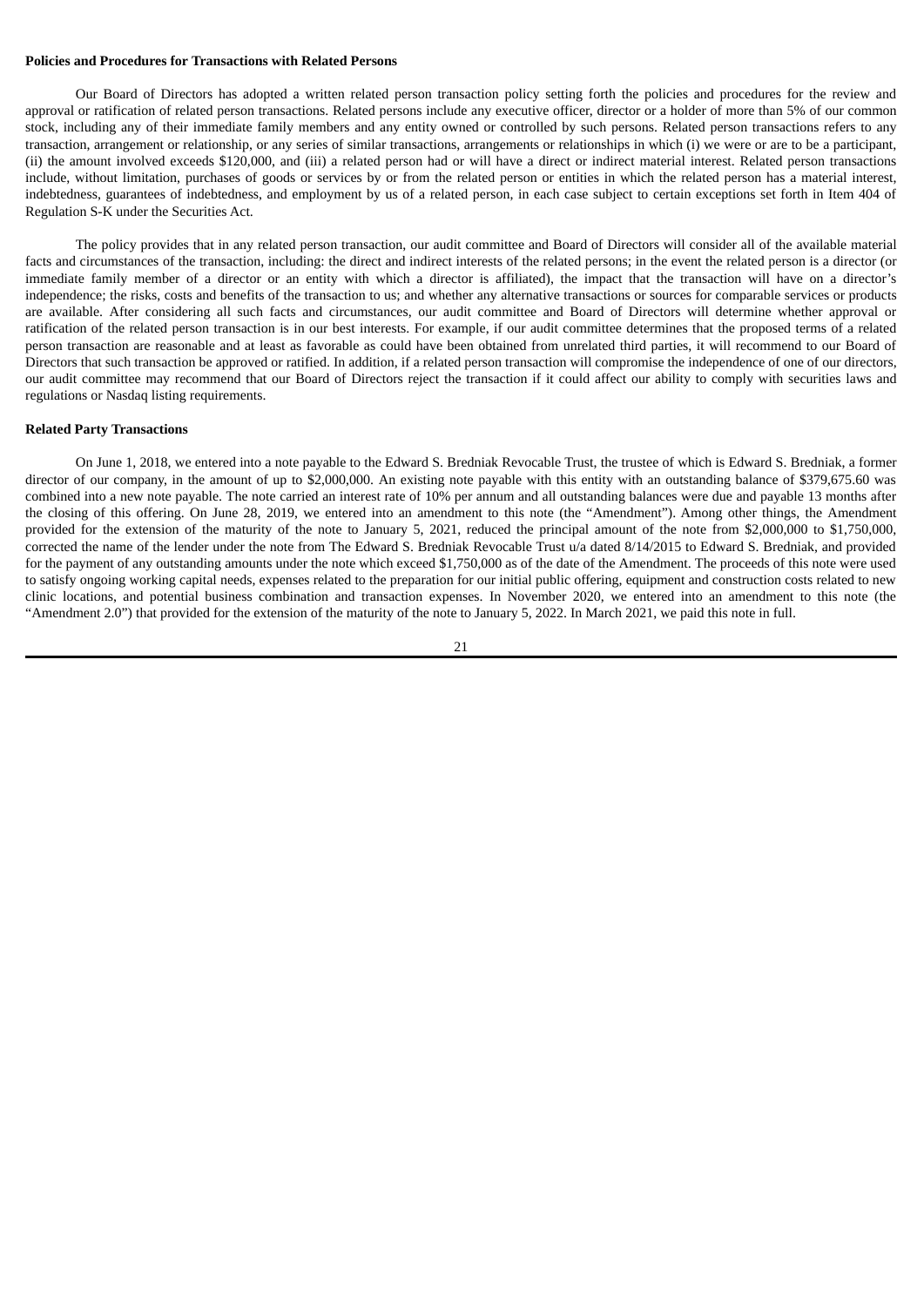**Policies and Procedures for Transactions with Related Persons**

Our Board of Directors has adopted a written related person transaction policy setting forth the policies and procedures for the review and approval or ratification of related person transactions. Related persons include any executive officer, director or a holder of more than 5% of our common stock, including any of their immediate family members and any entity owned or controlled by such persons. Related person transactions refers to any transaction, arrangement or relationship, or any series of similar transactions, arrangements or relationships in which (i) we were or are to be a participant, (ii) the amount involved exceeds $120,000, and (iii) a related person had or will have a direct or indirect material interest. Related person transactions include, without limitation, purchases of goods or services by or from the related person or entities in which the related person has a material interest, indebtedness, guarantees of indebtedness, and employment by us of a related person, in each case subject to certain exceptions set forth in Item 404 of Regulation S-K under the Securities Act.

The policy provides that in any related person transaction, our audit committee and Board of Directors will consider all of the available material facts and circumstances of the transaction, including: the direct and indirect interests of the related persons; in the event the related person is a director (or immediate family member of a director or an entity with which a director is affiliated), the impact that the transaction will have on a director's independence; the risks, costs and benefits of the transaction to us; and whether any alternative transactions or sources for comparable services or products are available. After considering all such facts and circumstances, our audit committee and Board of Directors will determine whether approval or ratification of the related person transaction is in our best interests. For example, if our audit committee determines that the proposed terms of a related person transaction are reasonable and at least as favorable as could have been obtained from unrelated third parties, it will recommend to our Board of Directors that such transaction be approved or ratified. In addition, if a related person transaction will compromise the independence of one of our directors, our audit committee may recommend that our Board of Directors reject the transaction if it could affect our ability to comply with securities laws and regulations or Nasdaq listing requirements.

**Related Party Transactions**

On June 1, 2018, we entered into a note payable to the Edward S. Bredniak Revocable Trust, the trustee of which is Edward S. Bredniak, a former director of our company, in the amount of up to $2,000,000. An existing note payable with this entity with an outstanding balance of $379,675.60 was combined into a new note payable. The note carried an interest rate of 10% per annum and all outstanding balances were due and payable 13 months after the closing of this offering. On June 28, 2019, we entered into an amendment to this note (the "Amendment"). Among other things, the Amendment provided for the extension of the maturity of the note to January 5, 2021, reduced the principal amount of the note from $2,000,000 to $1,750,000, corrected the name of the lender under the note from The Edward S. Bredniak Revocable Trust u/a dated 8/14/2015 to Edward S. Bredniak, and provided for the payment of any outstanding amounts under the note which exceed $1,750,000 as of the date of the Amendment. The proceeds of this note were used to satisfy ongoing working capital needs, expenses related to the preparation for our initial public offering, equipment and construction costs related to new clinic locations, and potential business combination and transaction expenses. In November 2020, we entered into an amendment to this note (the "Amendment 2.0") that provided for the extension of the maturity of the note to January 5, 2022. In March 2021, we paid this note in full.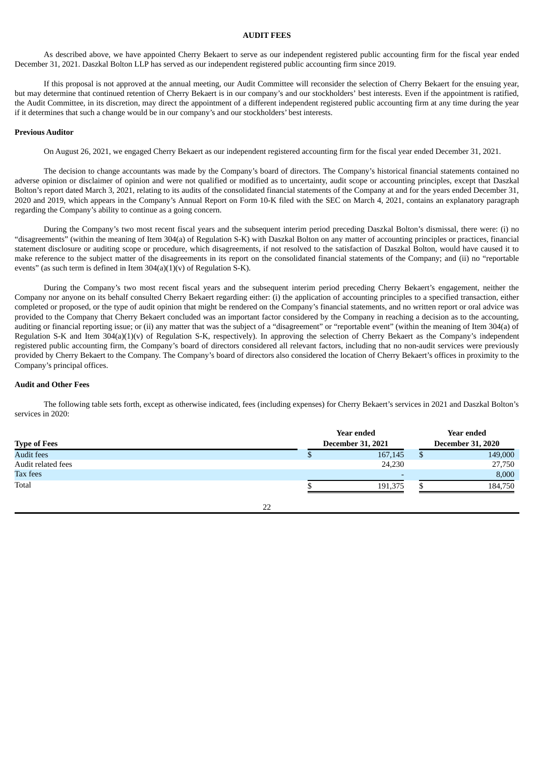## AUDIT FEES

As described above, we have appointed Cherry Bekaert to serve as our independent registered public accounting firm for the fiscal year ended December 31, 2021. Daszkal Bolton LLP has served as our independent registered public accounting firm since 2019.

If this proposal is not approved at the annual meeting, our Audit Committee will reconsider the selection of Cherry Bekaert for the ensuing year, but may determine that continued retention of Cherry Bekaert is in our company's and our stockholders' best interests. Even if the appointment is ratified, the Audit Committee, in its discretion, may direct the appointment of a different independent registered public accounting firm at any time during the year if it determines that such a change would be in our company's and our stockholders' best interests.

### Previous Auditor

On August 26, 2021, we engaged Cherry Bekaert as our independent registered accounting firm for the fiscal year ended December 31, 2021.

The decision to change accountants was made by the Company's board of directors. The Company's historical financial statements contained no adverse opinion or disclaimer of opinion and were not qualified or modified as to uncertainty, audit scope or accounting principles, except that Daszkal Bolton's report dated March 3, 2021, relating to its audits of the consolidated financial statements of the Company at and for the years ended December 31, 2020 and 2019, which appears in the Company's Annual Report on Form 10-K filed with the SEC on March 4, 2021, contains an explanatory paragraph regarding the Company's ability to continue as a going concern.

During the Company's two most recent fiscal years and the subsequent interim period preceding Daszkal Bolton's dismissal, there were: (i) no "disagreements" (within the meaning of Item 304(a) of Regulation S-K) with Daszkal Bolton on any matter of accounting principles or practices, financial statement disclosure or auditing scope or procedure, which disagreements, if not resolved to the satisfaction of Daszkal Bolton, would have caused it to make reference to the subject matter of the disagreements in its report on the consolidated financial statements of the Company; and (ii) no "reportable events" (as such term is defined in Item 304(a)(1)(v) of Regulation S-K).

During the Company's two most recent fiscal years and the subsequent interim period preceding Cherry Bekaert's engagement, neither the Company nor anyone on its behalf consulted Cherry Bekaert regarding either: (i) the application of accounting principles to a specified transaction, either completed or proposed, or the type of audit opinion that might be rendered on the Company's financial statements, and no written report or oral advice was provided to the Company that Cherry Bekaert concluded was an important factor considered by the Company in reaching a decision as to the accounting, auditing or financial reporting issue; or (ii) any matter that was the subject of a "disagreement" or "reportable event" (within the meaning of Item 304(a) of Regulation S-K and Item 304(a)(1)(v) of Regulation S-K, respectively). In approving the selection of Cherry Bekaert as the Company's independent registered public accounting firm, the Company's board of directors considered all relevant factors, including that no non-audit services were previously provided by Cherry Bekaert to the Company. The Company's board of directors also considered the location of Cherry Bekaert's offices in proximity to the Company's principal offices.

### Audit and Other Fees

The following table sets forth, except as otherwise indicated, fees (including expenses) for Cherry Bekaert's services in 2021 and Daszkal Bolton's services in 2020:

| Type of Fees | Year ended December 31, 2021 | Year ended December 31, 2020 |
|---|---|---|
| Audit fees | $ 167,145 | $ 149,000 |
| Audit related fees | 24,230 | 27,750 |
| Tax fees | - | 8,000 |
| Total | $ 191,375 | $ 184,750 |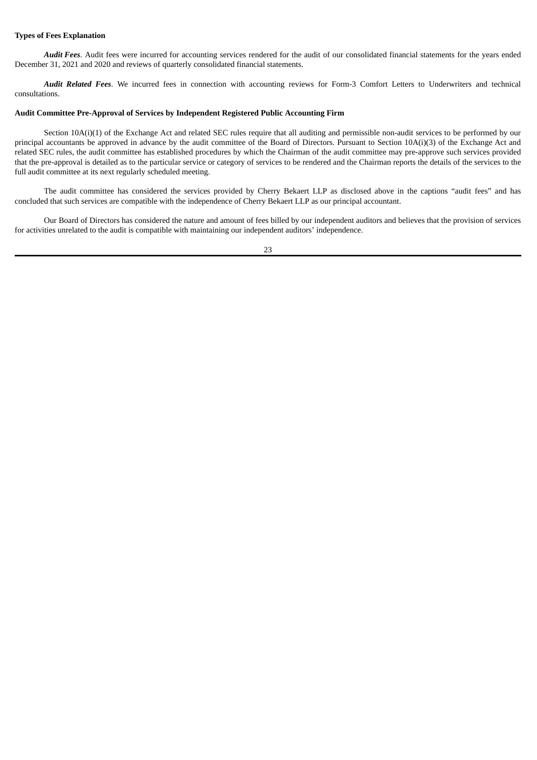**Types of Fees Explanation**

***Audit Fees***. Audit fees were incurred for accounting services rendered for the audit of our consolidated financial statements for the years ended December 31, 2021 and 2020 and reviews of quarterly consolidated financial statements.

***Audit Related Fees***. We incurred fees in connection with accounting reviews for Form-3 Comfort Letters to Underwriters and technical consultations.

**Audit Committee Pre-Approval of Services by Independent Registered Public Accounting Firm**

Section 10A(i)(1) of the Exchange Act and related SEC rules require that all auditing and permissible non-audit services to be performed by our principal accountants be approved in advance by the audit committee of the Board of Directors. Pursuant to Section 10A(i)(3) of the Exchange Act and related SEC rules, the audit committee has established procedures by which the Chairman of the audit committee may pre-approve such services provided that the pre-approval is detailed as to the particular service or category of services to be rendered and the Chairman reports the details of the services to the full audit committee at its next regularly scheduled meeting.

The audit committee has considered the services provided by Cherry Bekaert LLP as disclosed above in the captions "audit fees" and has concluded that such services are compatible with the independence of Cherry Bekaert LLP as our principal accountant.

Our Board of Directors has considered the nature and amount of fees billed by our independent auditors and believes that the provision of services for activities unrelated to the audit is compatible with maintaining our independent auditors' independence.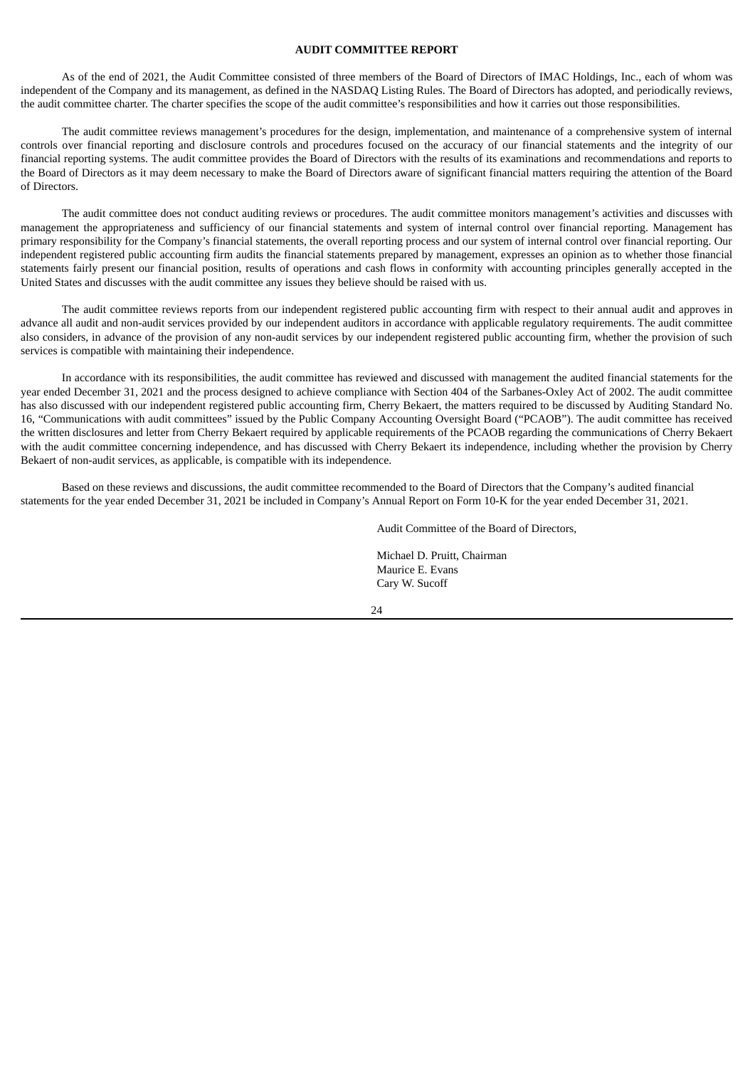## AUDIT COMMITTEE REPORT

As of the end of 2021, the Audit Committee consisted of three members of the Board of Directors of IMAC Holdings, Inc., each of whom was independent of the Company and its management, as defined in the NASDAQ Listing Rules. The Board of Directors has adopted, and periodically reviews, the audit committee charter. The charter specifies the scope of the audit committee's responsibilities and how it carries out those responsibilities.

The audit committee reviews management's procedures for the design, implementation, and maintenance of a comprehensive system of internal controls over financial reporting and disclosure controls and procedures focused on the accuracy of our financial statements and the integrity of our financial reporting systems. The audit committee provides the Board of Directors with the results of its examinations and recommendations and reports to the Board of Directors as it may deem necessary to make the Board of Directors aware of significant financial matters requiring the attention of the Board of Directors.

The audit committee does not conduct auditing reviews or procedures. The audit committee monitors management's activities and discusses with management the appropriateness and sufficiency of our financial statements and system of internal control over financial reporting. Management has primary responsibility for the Company's financial statements, the overall reporting process and our system of internal control over financial reporting. Our independent registered public accounting firm audits the financial statements prepared by management, expresses an opinion as to whether those financial statements fairly present our financial position, results of operations and cash flows in conformity with accounting principles generally accepted in the United States and discusses with the audit committee any issues they believe should be raised with us.

The audit committee reviews reports from our independent registered public accounting firm with respect to their annual audit and approves in advance all audit and non-audit services provided by our independent auditors in accordance with applicable regulatory requirements. The audit committee also considers, in advance of the provision of any non-audit services by our independent registered public accounting firm, whether the provision of such services is compatible with maintaining their independence.

In accordance with its responsibilities, the audit committee has reviewed and discussed with management the audited financial statements for the year ended December 31, 2021 and the process designed to achieve compliance with Section 404 of the Sarbanes-Oxley Act of 2002. The audit committee has also discussed with our independent registered public accounting firm, Cherry Bekaert, the matters required to be discussed by Auditing Standard No. 16, "Communications with audit committees" issued by the Public Company Accounting Oversight Board ("PCAOB"). The audit committee has received the written disclosures and letter from Cherry Bekaert required by applicable requirements of the PCAOB regarding the communications of Cherry Bekaert with the audit committee concerning independence, and has discussed with Cherry Bekaert its independence, including whether the provision by Cherry Bekaert of non-audit services, as applicable, is compatible with its independence.

Based on these reviews and discussions, the audit committee recommended to the Board of Directors that the Company's audited financial statements for the year ended December 31, 2021 be included in Company's Annual Report on Form 10-K for the year ended December 31, 2021.

Audit Committee of the Board of Directors,

Michael D. Pruitt, Chairman
Maurice E. Evans
Cary W. Sucoff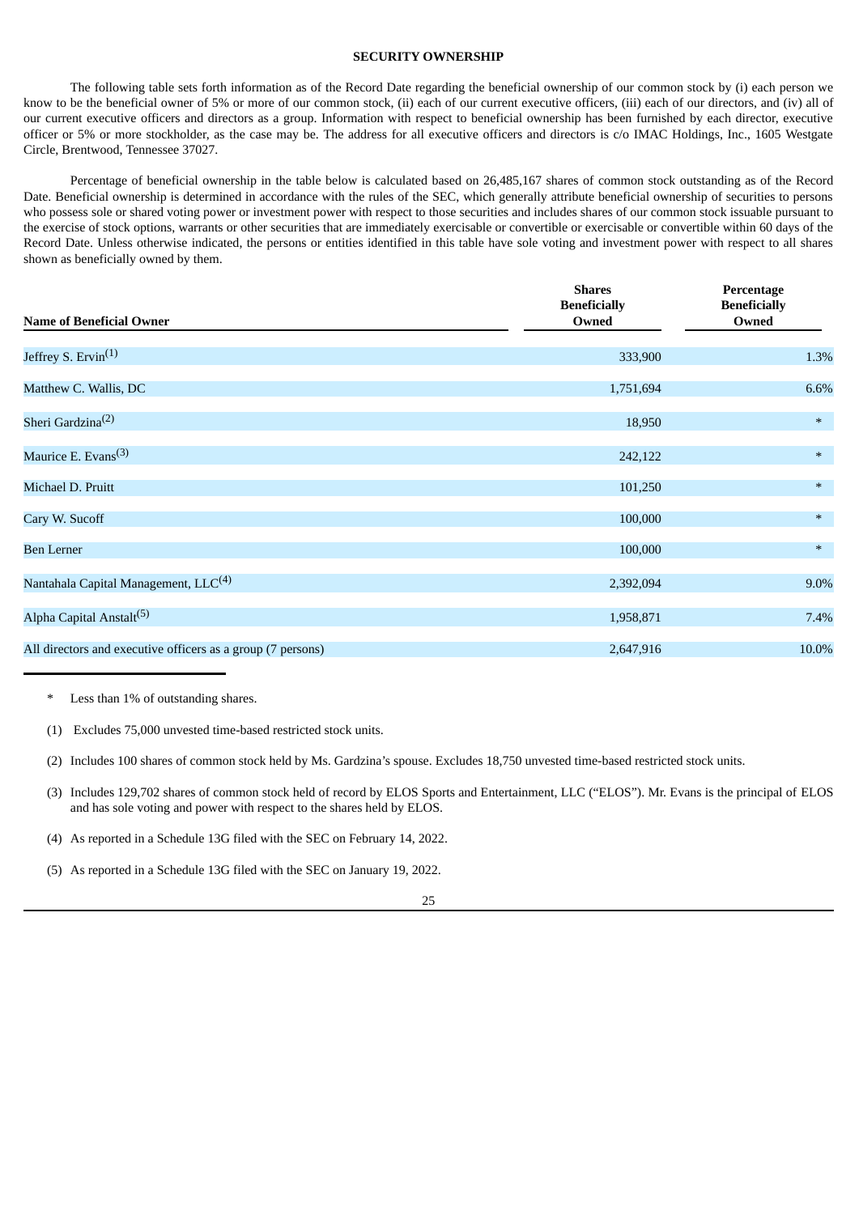## SECURITY OWNERSHIP

The following table sets forth information as of the Record Date regarding the beneficial ownership of our common stock by (i) each person we know to be the beneficial owner of 5% or more of our common stock, (ii) each of our current executive officers, (iii) each of our directors, and (iv) all of our current executive officers and directors as a group. Information with respect to beneficial ownership has been furnished by each director, executive officer or 5% or more stockholder, as the case may be. The address for all executive officers and directors is c/o IMAC Holdings, Inc., 1605 Westgate Circle, Brentwood, Tennessee 37027.

Percentage of beneficial ownership in the table below is calculated based on 26,485,167 shares of common stock outstanding as of the Record Date. Beneficial ownership is determined in accordance with the rules of the SEC, which generally attribute beneficial ownership of securities to persons who possess sole or shared voting power or investment power with respect to those securities and includes shares of our common stock issuable pursuant to the exercise of stock options, warrants or other securities that are immediately exercisable or convertible or exercisable or convertible within 60 days of the Record Date. Unless otherwise indicated, the persons or entities identified in this table have sole voting and investment power with respect to all shares shown as beneficially owned by them.

| Name of Beneficial Owner | Shares Beneficially Owned | Percentage Beneficially Owned |
|---|---|---|
| Jeffrey S. Ervin(1) | 333,900 | 1.3% |
| Matthew C. Wallis, DC | 1,751,694 | 6.6% |
| Sheri Gardzina(2) | 18,950 | * |
| Maurice E. Evans(3) | 242,122 | * |
| Michael D. Pruitt | 101,250 | * |
| Cary W. Sucoff | 100,000 | * |
| Ben Lerner | 100,000 | * |
| Nantahala Capital Management, LLC(4) | 2,392,094 | 9.0% |
| Alpha Capital Anstalt(5) | 1,958,871 | 7.4% |
| All directors and executive officers as a group (7 persons) | 2,647,916 | 10.0% |

\* Less than 1% of outstanding shares.

(1) Excludes 75,000 unvested time-based restricted stock units.

(2) Includes 100 shares of common stock held by Ms. Gardzina's spouse. Excludes 18,750 unvested time-based restricted stock units.

(3) Includes 129,702 shares of common stock held of record by ELOS Sports and Entertainment, LLC ("ELOS"). Mr. Evans is the principal of ELOS and has sole voting and power with respect to the shares held by ELOS.

(4) As reported in a Schedule 13G filed with the SEC on February 14, 2022.

(5) As reported in a Schedule 13G filed with the SEC on January 19, 2022.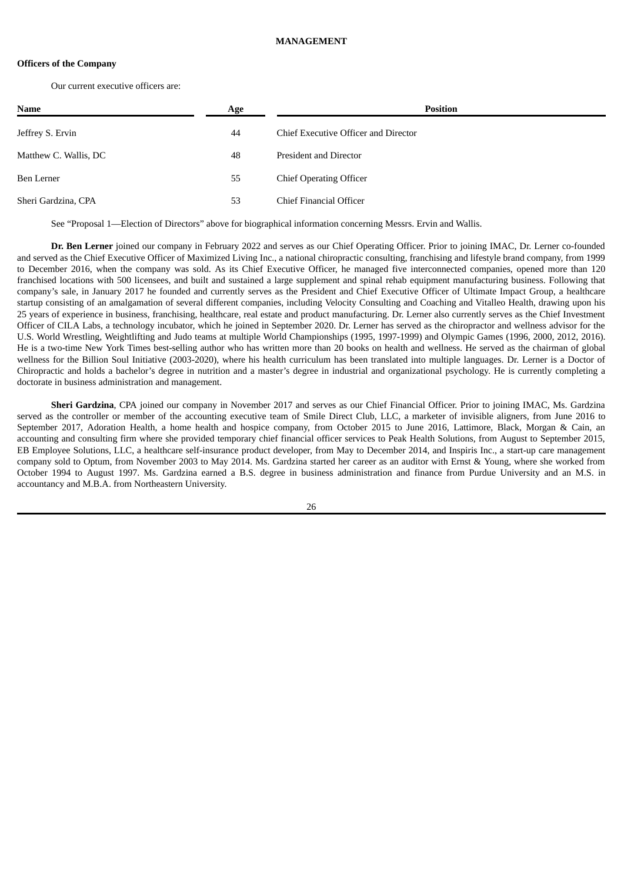# MANAGEMENT

## Officers of the Company

Our current executive officers are:

| Name | Age | Position |
|---|---|---|
| Jeffrey S. Ervin | 44 | Chief Executive Officer and Director |
| Matthew C. Wallis, DC | 48 | President and Director |
| Ben Lerner | 55 | Chief Operating Officer |
| Sheri Gardzina, CPA | 53 | Chief Financial Officer |

See "Proposal 1—Election of Directors" above for biographical information concerning Messrs. Ervin and Wallis.

**Dr. Ben Lerner** joined our company in February 2022 and serves as our Chief Operating Officer. Prior to joining IMAC, Dr. Lerner co-founded and served as the Chief Executive Officer of Maximized Living Inc., a national chiropractic consulting, franchising and lifestyle brand company, from 1999 to December 2016, when the company was sold. As its Chief Executive Officer, he managed five interconnected companies, opened more than 120 franchised locations with 500 licensees, and built and sustained a large supplement and spinal rehab equipment manufacturing business. Following that company's sale, in January 2017 he founded and currently serves as the President and Chief Executive Officer of Ultimate Impact Group, a healthcare startup consisting of an amalgamation of several different companies, including Velocity Consulting and Coaching and Vitalleo Health, drawing upon his 25 years of experience in business, franchising, healthcare, real estate and product manufacturing. Dr. Lerner also currently serves as the Chief Investment Officer of CILA Labs, a technology incubator, which he joined in September 2020. Dr. Lerner has served as the chiropractor and wellness advisor for the U.S. World Wrestling, Weightlifting and Judo teams at multiple World Championships (1995, 1997-1999) and Olympic Games (1996, 2000, 2012, 2016). He is a two-time New York Times best-selling author who has written more than 20 books on health and wellness. He served as the chairman of global wellness for the Billion Soul Initiative (2003-2020), where his health curriculum has been translated into multiple languages. Dr. Lerner is a Doctor of Chiropractic and holds a bachelor's degree in nutrition and a master's degree in industrial and organizational psychology. He is currently completing a doctorate in business administration and management.

**Sheri Gardzina**, CPA joined our company in November 2017 and serves as our Chief Financial Officer. Prior to joining IMAC, Ms. Gardzina served as the controller or member of the accounting executive team of Smile Direct Club, LLC, a marketer of invisible aligners, from June 2016 to September 2017, Adoration Health, a home health and hospice company, from October 2015 to June 2016, Lattimore, Black, Morgan & Cain, an accounting and consulting firm where she provided temporary chief financial officer services to Peak Health Solutions, from August to September 2015, EB Employee Solutions, LLC, a healthcare self-insurance product developer, from May to December 2014, and Inspiris Inc., a start-up care management company sold to Optum, from November 2003 to May 2014. Ms. Gardzina started her career as an auditor with Ernst & Young, where she worked from October 1994 to August 1997. Ms. Gardzina earned a B.S. degree in business administration and finance from Purdue University and an M.S. in accountancy and M.B.A. from Northeastern University.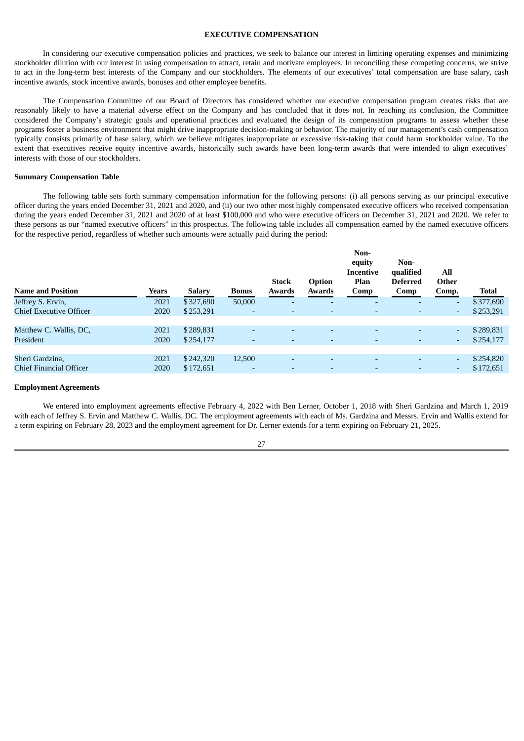# EXECUTIVE COMPENSATION

In considering our executive compensation policies and practices, we seek to balance our interest in limiting operating expenses and minimizing stockholder dilution with our interest in using compensation to attract, retain and motivate employees. In reconciling these competing concerns, we strive to act in the long-term best interests of the Company and our stockholders. The elements of our executives' total compensation are base salary, cash incentive awards, stock incentive awards, bonuses and other employee benefits.

The Compensation Committee of our Board of Directors has considered whether our executive compensation program creates risks that are reasonably likely to have a material adverse effect on the Company and has concluded that it does not. In reaching its conclusion, the Committee considered the Company's strategic goals and operational practices and evaluated the design of its compensation programs to assess whether these programs foster a business environment that might drive inappropriate decision-making or behavior. The majority of our management's cash compensation typically consists primarily of base salary, which we believe mitigates inappropriate or excessive risk-taking that could harm stockholder value. To the extent that executives receive equity incentive awards, historically such awards have been long-term awards that were intended to align executives' interests with those of our stockholders.

**Summary Compensation Table**

The following table sets forth summary compensation information for the following persons: (i) all persons serving as our principal executive officer during the years ended December 31, 2021 and 2020, and (ii) our two other most highly compensated executive officers who received compensation during the years ended December 31, 2021 and 2020 of at least $100,000 and who were executive officers on December 31, 2021 and 2020. We refer to these persons as our "named executive officers" in this prospectus. The following table includes all compensation earned by the named executive officers for the respective period, regardless of whether such amounts were actually paid during the period:

| Name and Position | Years | Salary | Bonus | Stock Awards | Option Awards | Non-equity Incentive Plan Comp | Non-qualified Deferred Comp | All Other Comp. | Total |
|---|---|---|---|---|---|---|---|---|---|
| Jeffrey S. Ervin, | 2021 | $327,690 | 50,000 | - | - | - | - | - | $377,690 |
| Chief Executive Officer | 2020 | $253,291 | - | - | - | - | - | - | $253,291 |
| | | | | | | | | | |
| Matthew C. Wallis, DC, | 2021 | $289,831 | - | - | - | - | - | - | $289,831 |
| President | 2020 | $254,177 | - | - | - | - | - | - | $254,177 |
| | | | | | | | | | |
| Sheri Gardzina, | 2021 | $242,320 | 12,500 | - | - | - | - | - | $254,820 |
| Chief Financial Officer | 2020 | $172,651 | - | - | - | - | - | - | $172,651 |

**Employment Agreements**

We entered into employment agreements effective February 4, 2022 with Ben Lerner, October 1, 2018 with Sheri Gardzina and March 1, 2019 with each of Jeffrey S. Ervin and Matthew C. Wallis, DC. The employment agreements with each of Ms. Gardzina and Messrs. Ervin and Wallis extend for a term expiring on February 28, 2023 and the employment agreement for Dr. Lerner extends for a term expiring on February 21, 2025.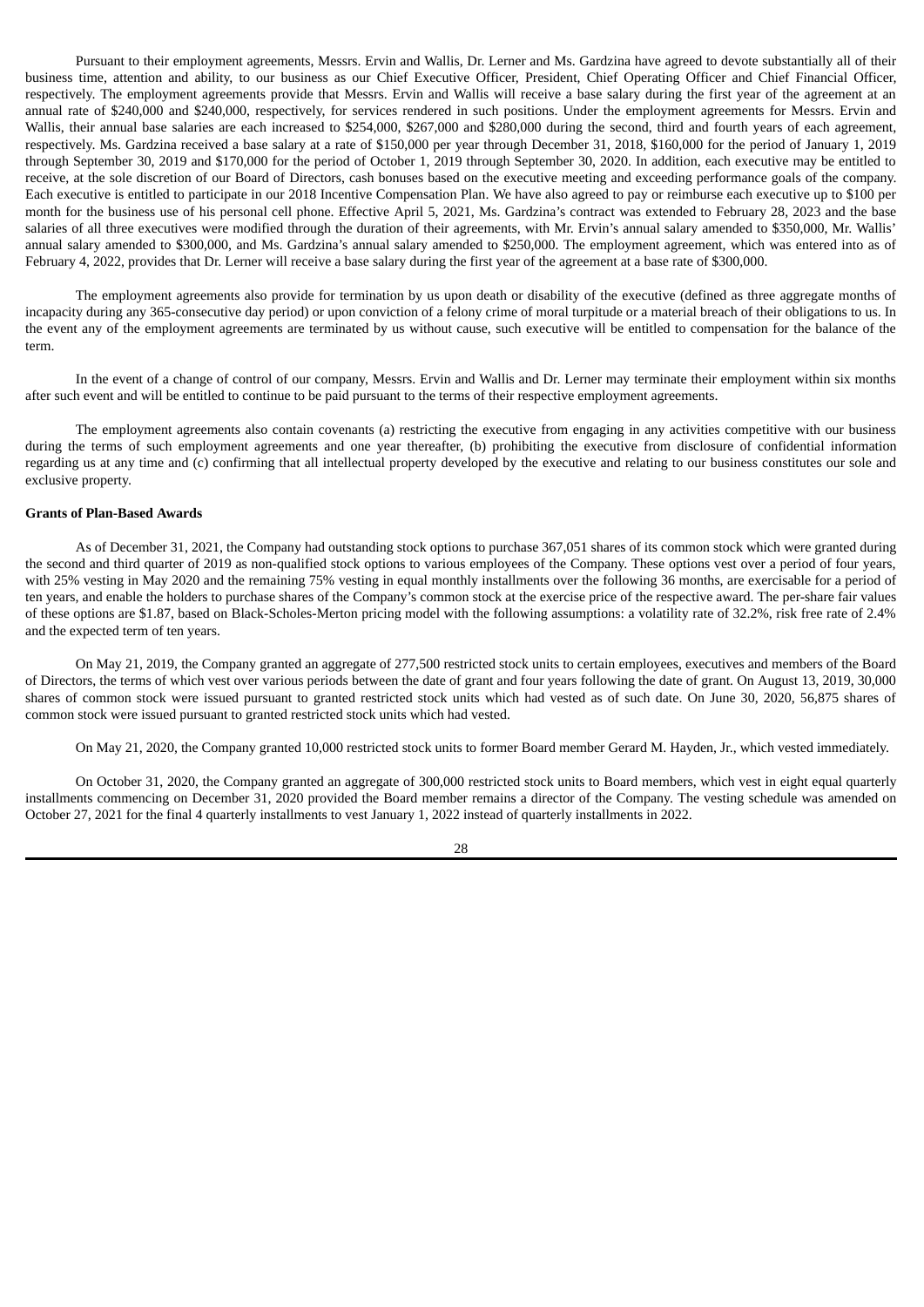Pursuant to their employment agreements, Messrs. Ervin and Wallis, Dr. Lerner and Ms. Gardzina have agreed to devote substantially all of their business time, attention and ability, to our business as our Chief Executive Officer, President, Chief Operating Officer and Chief Financial Officer, respectively. The employment agreements provide that Messrs. Ervin and Wallis will receive a base salary during the first year of the agreement at an annual rate of $240,000 and $240,000, respectively, for services rendered in such positions. Under the employment agreements for Messrs. Ervin and Wallis, their annual base salaries are each increased to $254,000, $267,000 and $280,000 during the second, third and fourth years of each agreement, respectively. Ms. Gardzina received a base salary at a rate of $150,000 per year through December 31, 2018, $160,000 for the period of January 1, 2019 through September 30, 2019 and $170,000 for the period of October 1, 2019 through September 30, 2020. In addition, each executive may be entitled to receive, at the sole discretion of our Board of Directors, cash bonuses based on the executive meeting and exceeding performance goals of the company. Each executive is entitled to participate in our 2018 Incentive Compensation Plan. We have also agreed to pay or reimburse each executive up to $100 per month for the business use of his personal cell phone. Effective April 5, 2021, Ms. Gardzina's contract was extended to February 28, 2023 and the base salaries of all three executives were modified through the duration of their agreements, with Mr. Ervin's annual salary amended to $350,000, Mr. Wallis' annual salary amended to $300,000, and Ms. Gardzina's annual salary amended to $250,000. The employment agreement, which was entered into as of February 4, 2022, provides that Dr. Lerner will receive a base salary during the first year of the agreement at a base rate of $300,000.

The employment agreements also provide for termination by us upon death or disability of the executive (defined as three aggregate months of incapacity during any 365-consecutive day period) or upon conviction of a felony crime of moral turpitude or a material breach of their obligations to us. In the event any of the employment agreements are terminated by us without cause, such executive will be entitled to compensation for the balance of the term.

In the event of a change of control of our company, Messrs. Ervin and Wallis and Dr. Lerner may terminate their employment within six months after such event and will be entitled to continue to be paid pursuant to the terms of their respective employment agreements.

The employment agreements also contain covenants (a) restricting the executive from engaging in any activities competitive with our business during the terms of such employment agreements and one year thereafter, (b) prohibiting the executive from disclosure of confidential information regarding us at any time and (c) confirming that all intellectual property developed by the executive and relating to our business constitutes our sole and exclusive property.

**Grants of Plan-Based Awards**

As of December 31, 2021, the Company had outstanding stock options to purchase 367,051 shares of its common stock which were granted during the second and third quarter of 2019 as non-qualified stock options to various employees of the Company. These options vest over a period of four years, with 25% vesting in May 2020 and the remaining 75% vesting in equal monthly installments over the following 36 months, are exercisable for a period of ten years, and enable the holders to purchase shares of the Company's common stock at the exercise price of the respective award. The per-share fair values of these options are $1.87, based on Black-Scholes-Merton pricing model with the following assumptions: a volatility rate of 32.2%, risk free rate of 2.4% and the expected term of ten years.

On May 21, 2019, the Company granted an aggregate of 277,500 restricted stock units to certain employees, executives and members of the Board of Directors, the terms of which vest over various periods between the date of grant and four years following the date of grant. On August 13, 2019, 30,000 shares of common stock were issued pursuant to granted restricted stock units which had vested as of such date. On June 30, 2020, 56,875 shares of common stock were issued pursuant to granted restricted stock units which had vested.

On May 21, 2020, the Company granted 10,000 restricted stock units to former Board member Gerard M. Hayden, Jr., which vested immediately.

On October 31, 2020, the Company granted an aggregate of 300,000 restricted stock units to Board members, which vest in eight equal quarterly installments commencing on December 31, 2020 provided the Board member remains a director of the Company. The vesting schedule was amended on October 27, 2021 for the final 4 quarterly installments to vest January 1, 2022 instead of quarterly installments in 2022.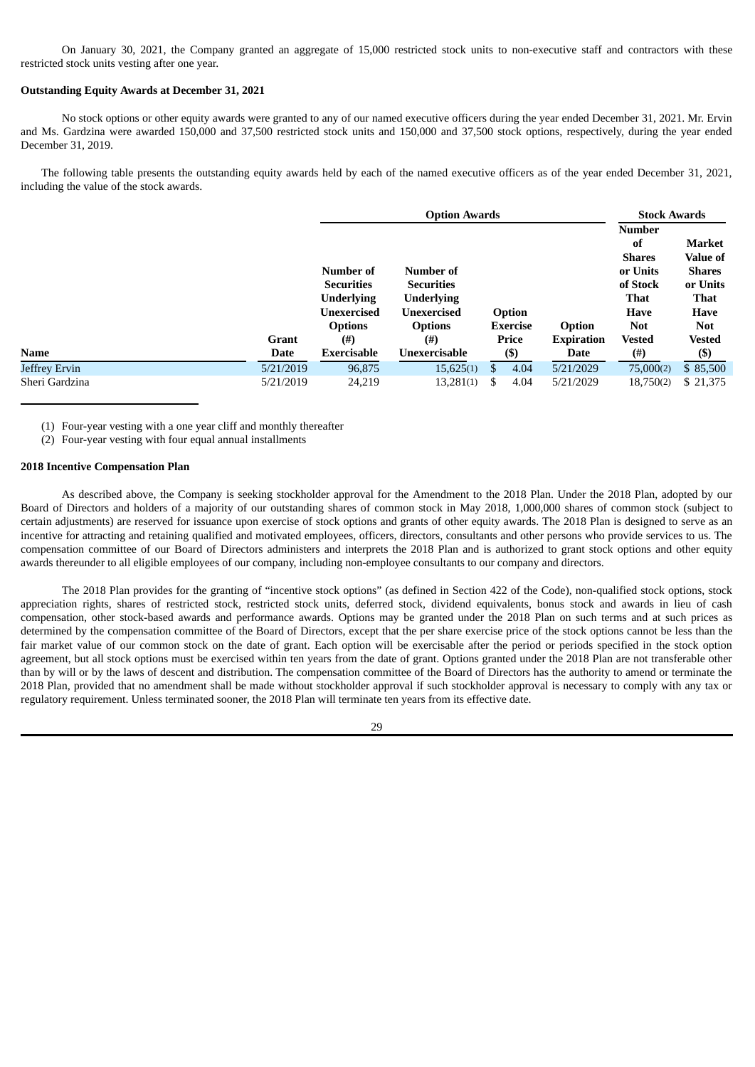On January 30, 2021, the Company granted an aggregate of 15,000 restricted stock units to non-executive staff and contractors with these restricted stock units vesting after one year.

**Outstanding Equity Awards at December 31, 2021**

No stock options or other equity awards were granted to any of our named executive officers during the year ended December 31, 2021. Mr. Ervin and Ms. Gardzina were awarded 150,000 and 37,500 restricted stock units and 150,000 and 37,500 stock options, respectively, during the year ended December 31, 2019.

The following table presents the outstanding equity awards held by each of the named executive officers as of the year ended December 31, 2021, including the value of the stock awards.

| | | Option Awards | | | | Stock Awards | |
|---|---|---|---|---|---|---|---|
| Name | Grant Date | Number of Securities Underlying Unexercised Options (#) Exercisable | Number of Securities Underlying Unexercised Options (#) Unexercisable | Option Exercise Price ($) | Option Expiration Date | Number of Shares or Units of Stock That Have Not Vested (#) | Market Value of Shares or Units That Have Not Vested ($) |
| Jeffrey Ervin | 5/21/2019 | 96,875 | 15,625(1) | $ 4.04 | 5/21/2029 | 75,000(2) | $ 85,500 |
| Sheri Gardzina | 5/21/2019 | 24,219 | 13,281(1) | $ 4.04 | 5/21/2029 | 18,750(2) | $ 21,375 |

(1) Four-year vesting with a one year cliff and monthly thereafter

(2) Four-year vesting with four equal annual installments

**2018 Incentive Compensation Plan**

As described above, the Company is seeking stockholder approval for the Amendment to the 2018 Plan. Under the 2018 Plan, adopted by our Board of Directors and holders of a majority of our outstanding shares of common stock in May 2018, 1,000,000 shares of common stock (subject to certain adjustments) are reserved for issuance upon exercise of stock options and grants of other equity awards. The 2018 Plan is designed to serve as an incentive for attracting and retaining qualified and motivated employees, officers, directors, consultants and other persons who provide services to us. The compensation committee of our Board of Directors administers and interprets the 2018 Plan and is authorized to grant stock options and other equity awards thereunder to all eligible employees of our company, including non-employee consultants to our company and directors.

The 2018 Plan provides for the granting of "incentive stock options" (as defined in Section 422 of the Code), non-qualified stock options, stock appreciation rights, shares of restricted stock, restricted stock units, deferred stock, dividend equivalents, bonus stock and awards in lieu of cash compensation, other stock-based awards and performance awards. Options may be granted under the 2018 Plan on such terms and at such prices as determined by the compensation committee of the Board of Directors, except that the per share exercise price of the stock options cannot be less than the fair market value of our common stock on the date of grant. Each option will be exercisable after the period or periods specified in the stock option agreement, but all stock options must be exercised within ten years from the date of grant. Options granted under the 2018 Plan are not transferable other than by will or by the laws of descent and distribution. The compensation committee of the Board of Directors has the authority to amend or terminate the 2018 Plan, provided that no amendment shall be made without stockholder approval if such stockholder approval is necessary to comply with any tax or regulatory requirement. Unless terminated sooner, the 2018 Plan will terminate ten years from its effective date.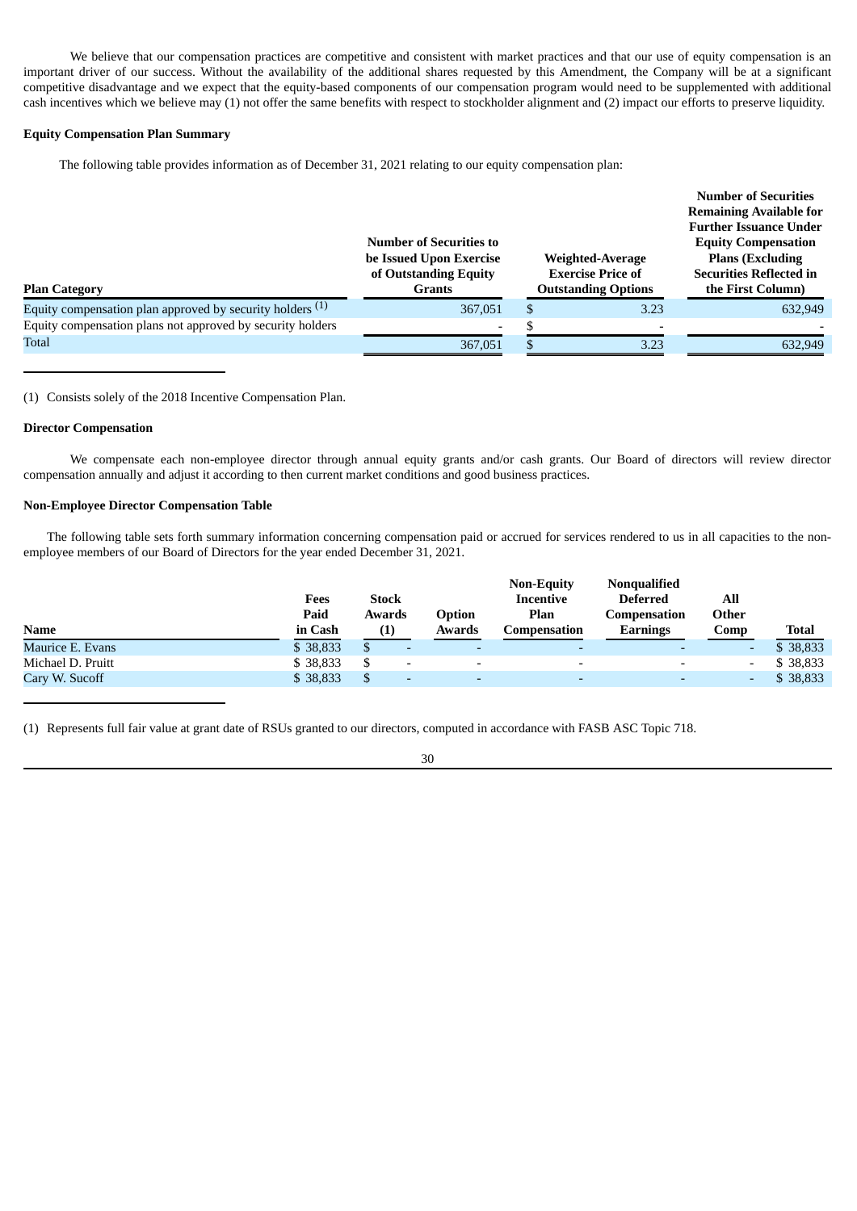We believe that our compensation practices are competitive and consistent with market practices and that our use of equity compensation is an important driver of our success. Without the availability of the additional shares requested by this Amendment, the Company will be at a significant competitive disadvantage and we expect that the equity-based components of our compensation program would need to be supplemented with additional cash incentives which we believe may (1) not offer the same benefits with respect to stockholder alignment and (2) impact our efforts to preserve liquidity.

**Equity Compensation Plan Summary**

The following table provides information as of December 31, 2021 relating to our equity compensation plan:

| Plan Category | Number of Securities to be Issued Upon Exercise of Outstanding Equity Grants | Weighted-Average Exercise Price of Outstanding Options | Number of Securities Remaining Available for Further Issuance Under Equity Compensation Plans (Excluding Securities Reflected in the First Column) |
|---|---|---|---|
| Equity compensation plan approved by security holders (1) | 367,051 | $ 3.23 | 632,949 |
| Equity compensation plans not approved by security holders | - | $ - | - |
| Total | 367,051 | $ 3.23 | 632,949 |

(1) Consists solely of the 2018 Incentive Compensation Plan.

**Director Compensation**

We compensate each non-employee director through annual equity grants and/or cash grants. Our Board of directors will review director compensation annually and adjust it according to then current market conditions and good business practices.

**Non-Employee Director Compensation Table**

The following table sets forth summary information concerning compensation paid or accrued for services rendered to us in all capacities to the non-employee members of our Board of Directors for the year ended December 31, 2021.

| Name | Fees Paid in Cash | Stock Awards (1) | Option Awards | Non-Equity Incentive Plan Compensation | Nonqualified Deferred Compensation Earnings | All Other Comp | Total |
|---|---|---|---|---|---|---|---|
| Maurice E. Evans | $ 38,833 | $ - | - | - | - | - | $ 38,833 |
| Michael D. Pruitt | $ 38,833 | $ - | - | - | - | - | $ 38,833 |
| Cary W. Sucoff | $ 38,833 | $ - | - | - | - | - | $ 38,833 |

(1) Represents full fair value at grant date of RSUs granted to our directors, computed in accordance with FASB ASC Topic 718.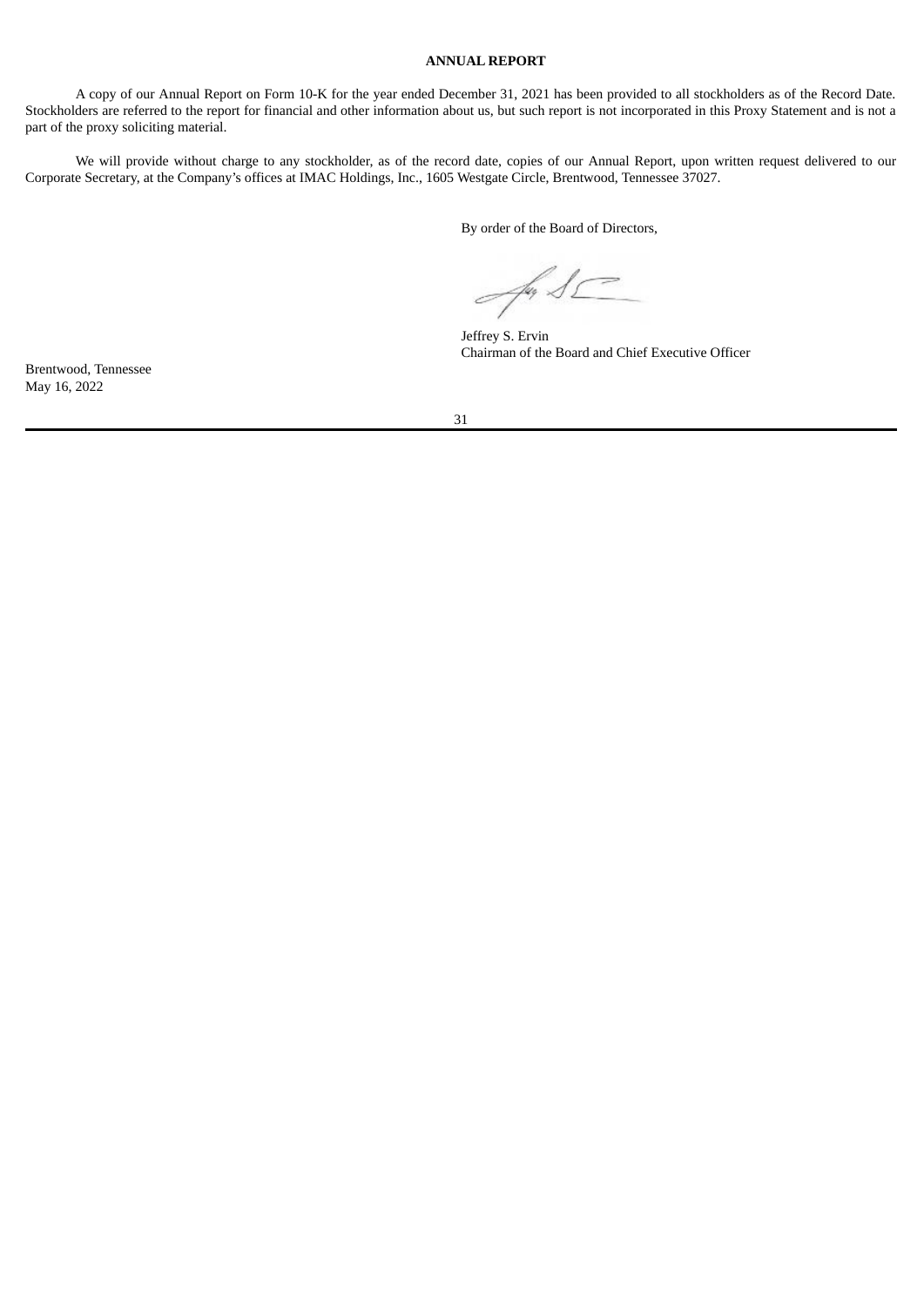## ANNUAL REPORT

A copy of our Annual Report on Form 10-K for the year ended December 31, 2021 has been provided to all stockholders as of the Record Date. Stockholders are referred to the report for financial and other information about us, but such report is not incorporated in this Proxy Statement and is not a part of the proxy soliciting material.

We will provide without charge to any stockholder, as of the record date, copies of our Annual Report, upon written request delivered to our Corporate Secretary, at the Company's offices at IMAC Holdings, Inc., 1605 Westgate Circle, Brentwood, Tennessee 37027.

By order of the Board of Directors,

Jeffrey S. Ervin
Chairman of the Board and Chief Executive Officer

Brentwood, Tennessee
May 16, 2022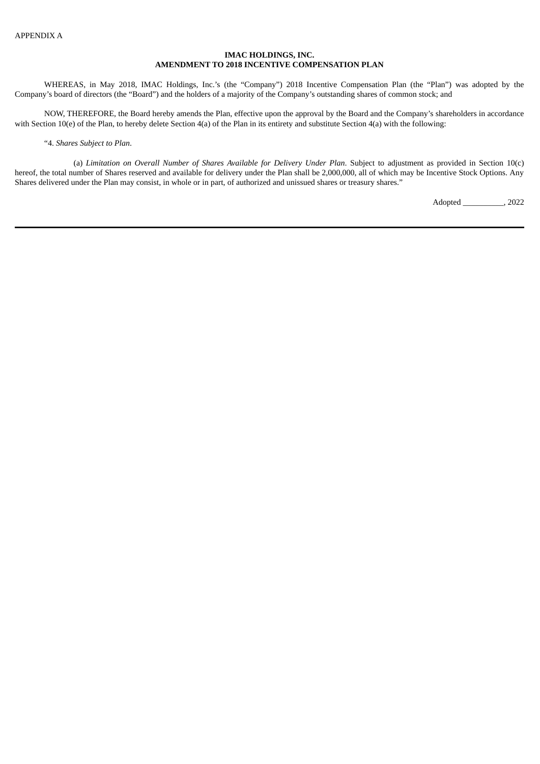APPENDIX A

**IMAC HOLDINGS, INC.**
**AMENDMENT TO 2018 INCENTIVE COMPENSATION PLAN**

WHEREAS, in May 2018, IMAC Holdings, Inc.'s (the "Company") 2018 Incentive Compensation Plan (the "Plan") was adopted by the Company's board of directors (the "Board") and the holders of a majority of the Company's outstanding shares of common stock; and

NOW, THEREFORE, the Board hereby amends the Plan, effective upon the approval by the Board and the Company's shareholders in accordance with Section 10(e) of the Plan, to hereby delete Section 4(a) of the Plan in its entirety and substitute Section 4(a) with the following:

"4. *Shares Subject to Plan*.

(a) *Limitation on Overall Number of Shares Available for Delivery Under Plan*. Subject to adjustment as provided in Section 10(c) hereof, the total number of Shares reserved and available for delivery under the Plan shall be 2,000,000, all of which may be Incentive Stock Options. Any Shares delivered under the Plan may consist, in whole or in part, of authorized and unissued shares or treasury shares."

Adopted __________, 2022